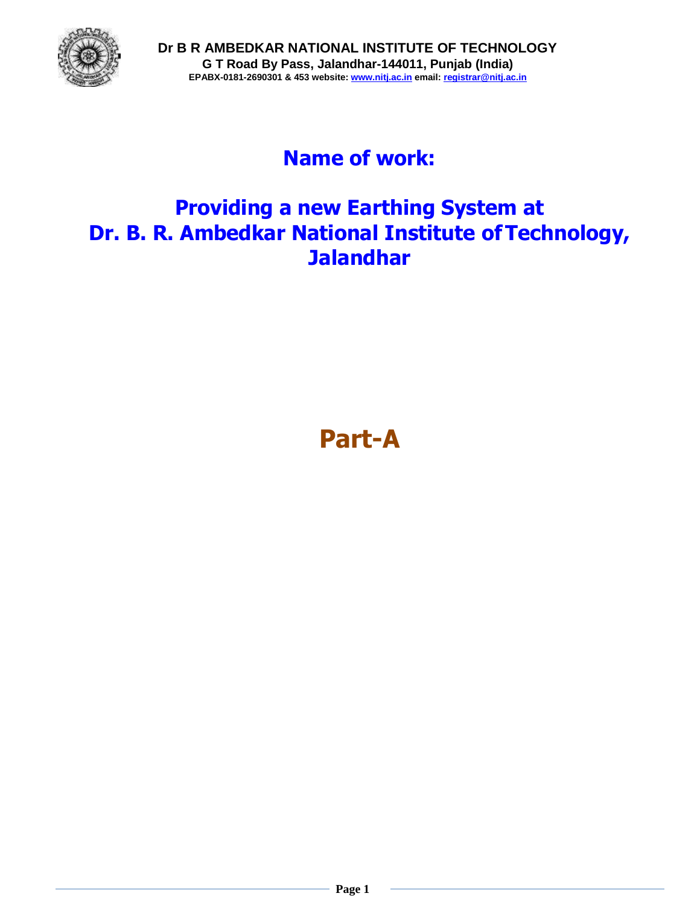**Dr B R AMBEDKAR NATIONAL INSTITUTE OF TECHNOLOGY**
**G T Road By Pass, Jalandhar-144011, Punjab (India)**
**EPABX-0181-2690301 & 453 website: www.nitj.ac.in email: registrar@nitj.ac.in**

# Name of work:

# Providing a new Earthing System at Dr. B. R. Ambedkar National Institute of Technology, Jalandhar

# Part-A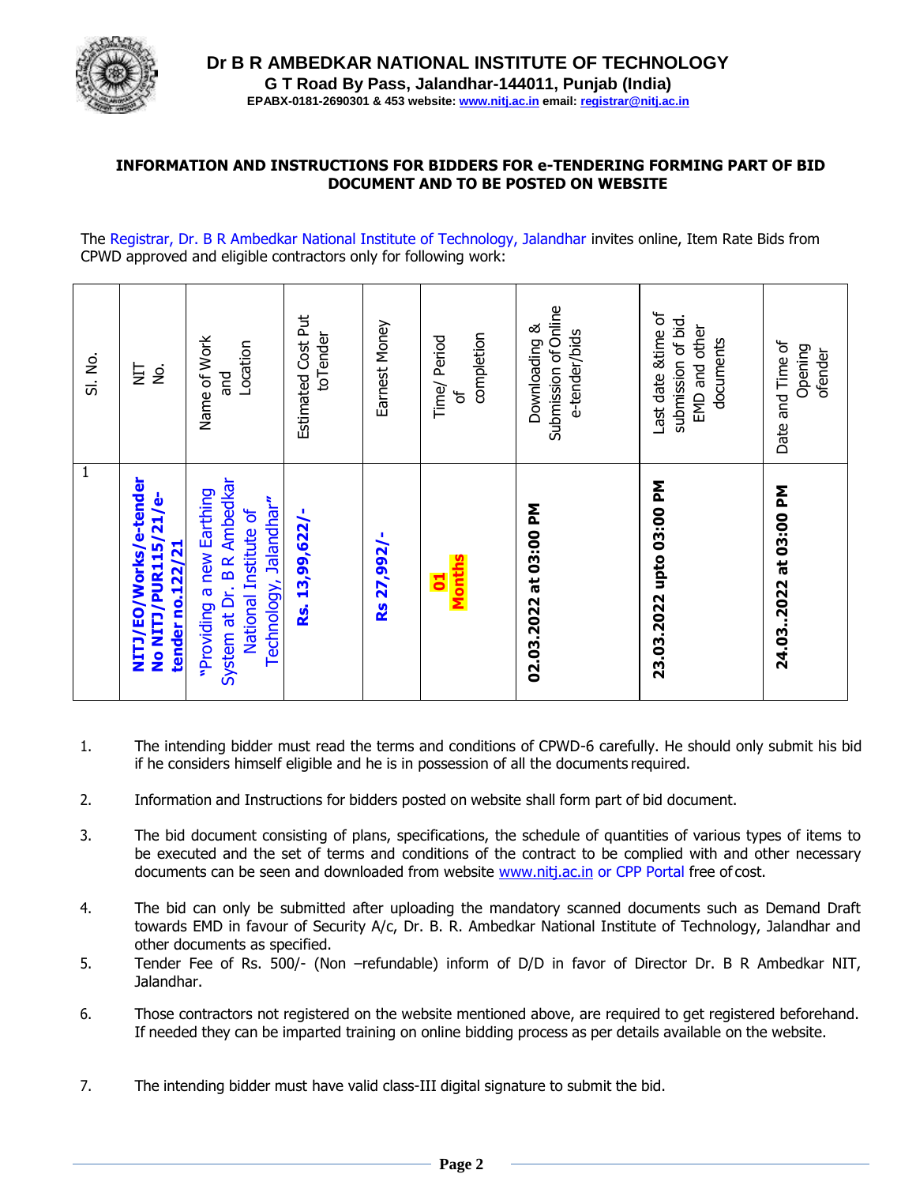**Dr B R AMBEDKAR NATIONAL INSTITUTE OF TECHNOLOGY**
**G T Road By Pass, Jalandhar-144011, Punjab (India)**
**EPABX-0181-2690301 & 453 website: www.nitj.ac.in email: registrar@nitj.ac.in**

## INFORMATION AND INSTRUCTIONS FOR BIDDERS FOR e-TENDERING FORMING PART OF BID DOCUMENT AND TO BE POSTED ON WEBSITE

The Registrar, Dr. B R Ambedkar National Institute of Technology, Jalandhar invites online, Item Rate Bids from CPWD approved and eligible contractors only for following work:

| Sl. No. | NIT No. | Name of Work and Location | Estimated Cost Put to Tender | Earnest Money | Time/ Period of completion | Downloading & Submission of Online e-tender/bids | Last date &time of submission of bid. EMD and other documents | Date and Time of Opening of tender |
|---|---|---|---|---|---|---|---|---|
| 1 | **NITJ/EO/Works/e-tender No NITJ/PUR115/21/e-tender no.122/21** | "Providing a new Earthing System at Dr. B R Ambedkar National Institute of Technology, Jalandhar" | **Rs. 13,99,622/-** | **Rs 27,992/-** | **01 Months** | **02.03.2022 at 03:00 PM** | **23.03.2022 upto 03:00 PM** | **24.03..2022 at 03:00 PM** |

1. The intending bidder must read the terms and conditions of CPWD-6 carefully. He should only submit his bid if he considers himself eligible and he is in possession of all the documents required.

2. Information and Instructions for bidders posted on website shall form part of bid document.

3. The bid document consisting of plans, specifications, the schedule of quantities of various types of items to be executed and the set of terms and conditions of the contract to be complied with and other necessary documents can be seen and downloaded from website www.nitj.ac.in or CPP Portal free of cost.

4. The bid can only be submitted after uploading the mandatory scanned documents such as Demand Draft towards EMD in favour of Security A/c, Dr. B. R. Ambedkar National Institute of Technology, Jalandhar and other documents as specified.

5. Tender Fee of Rs. 500/- (Non –refundable) inform of D/D in favor of Director Dr. B R Ambedkar NIT, Jalandhar.

6. Those contractors not registered on the website mentioned above, are required to get registered beforehand. If needed they can be imparted training on online bidding process as per details available on the website.

7. The intending bidder must have valid class-III digital signature to submit the bid.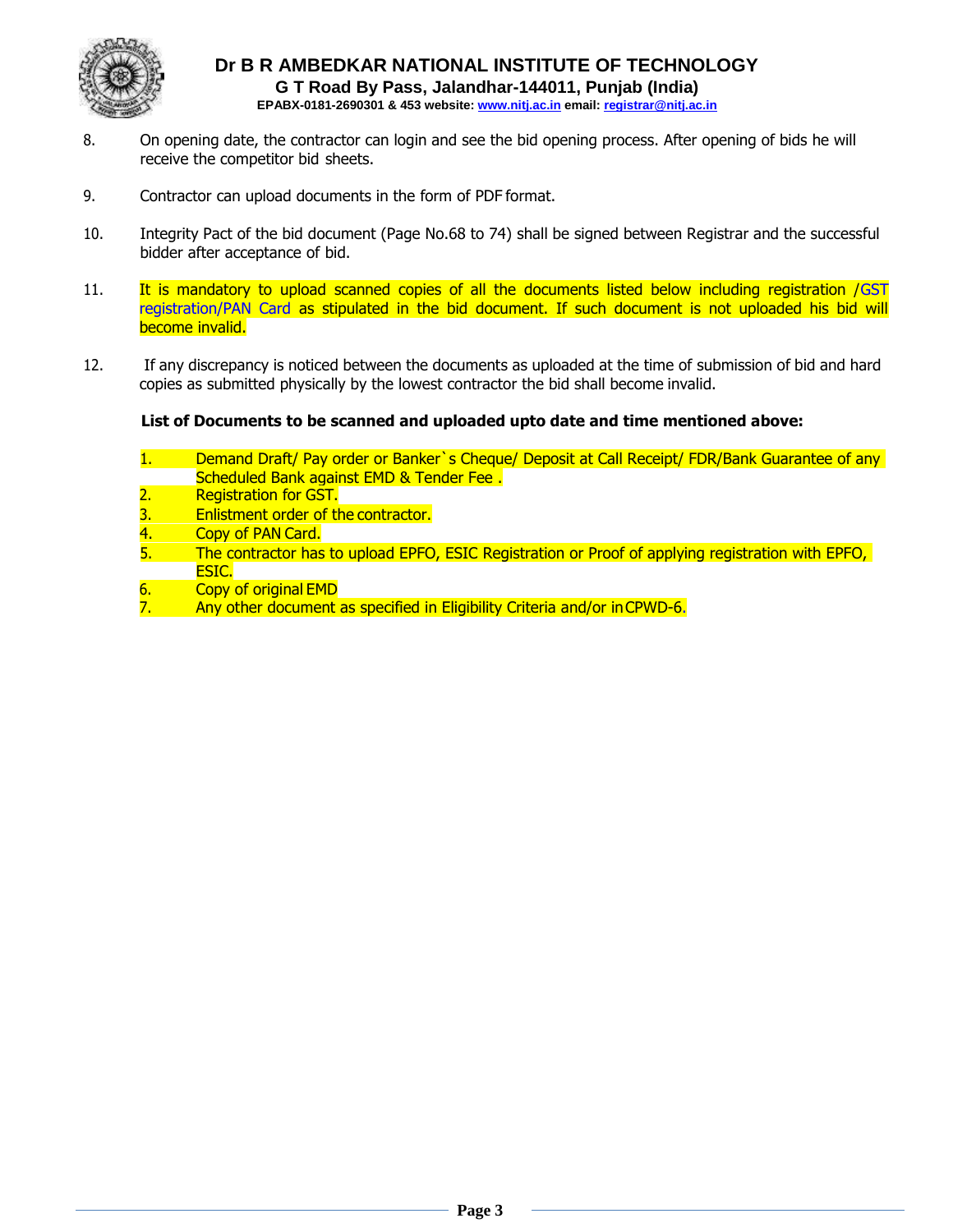8. On opening date, the contractor can login and see the bid opening process. After opening of bids he will receive the competitor bid sheets.

9. Contractor can upload documents in the form of PDF format.

10. Integrity Pact of the bid document (Page No.68 to 74) shall be signed between Registrar and the successful bidder after acceptance of bid.

11. It is mandatory to upload scanned copies of all the documents listed below including registration /GST registration/PAN Card as stipulated in the bid document. If such document is not uploaded his bid will become invalid.

12. If any discrepancy is noticed between the documents as uploaded at the time of submission of bid and hard copies as submitted physically by the lowest contractor the bid shall become invalid.

**List of Documents to be scanned and uploaded upto date and time mentioned above:**

1. Demand Draft/ Pay order or Banker`s Cheque/ Deposit at Call Receipt/ FDR/Bank Guarantee of any Scheduled Bank against EMD & Tender Fee .
2. Registration for GST.
3. Enlistment order of the contractor.
4. Copy of PAN Card.
5. The contractor has to upload EPFO, ESIC Registration or Proof of applying registration with EPFO, ESIC.
6. Copy of original EMD
7. Any other document as specified in Eligibility Criteria and/or in CPWD-6.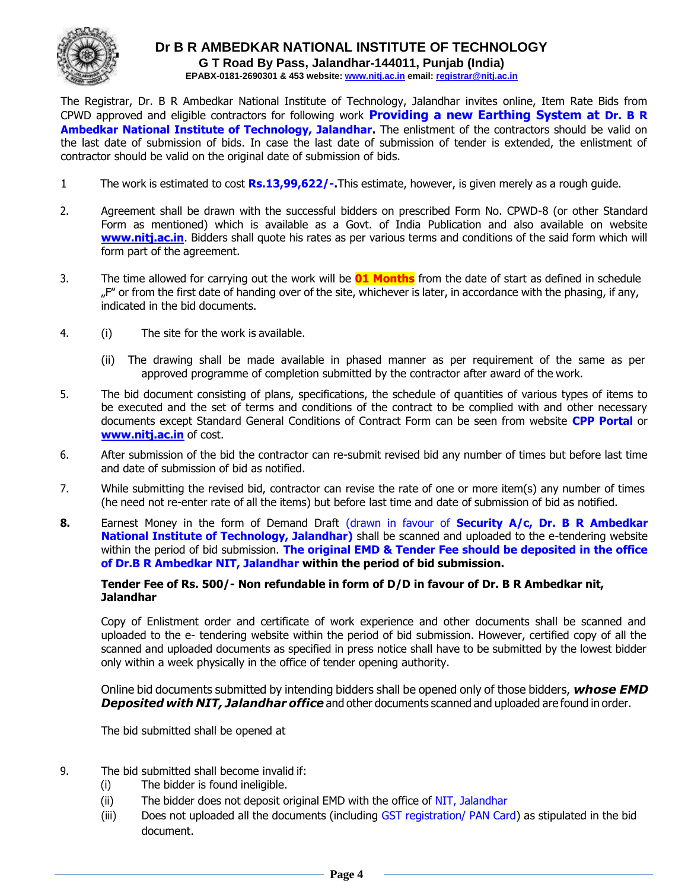# Dr B R AMBEDKAR NATIONAL INSTITUTE OF TECHNOLOGY

**G T Road By Pass, Jalandhar-144011, Punjab (India)**

**EPABX-0181-2690301 & 453 website: www.nitj.ac.in email: registrar@nitj.ac.in**

The Registrar, Dr. B R Ambedkar National Institute of Technology, Jalandhar invites online, Item Rate Bids from CPWD approved and eligible contractors for following work **Providing a new Earthing System at Dr. B R Ambedkar National Institute of Technology, Jalandhar.** The enlistment of the contractors should be valid on the last date of submission of bids. In case the last date of submission of tender is extended, the enlistment of contractor should be valid on the original date of submission of bids.

1. The work is estimated to cost **Rs.13,99,622/-.**This estimate, however, is given merely as a rough guide.

2. Agreement shall be drawn with the successful bidders on prescribed Form No. CPWD-8 (or other Standard Form as mentioned) which is available as a Govt. of India Publication and also available on website **www.nitj.ac.in**. Bidders shall quote his rates as per various terms and conditions of the said form which will form part of the agreement.

3. The time allowed for carrying out the work will be **01 Months** from the date of start as defined in schedule „F" or from the first date of handing over of the site, whichever is later, in accordance with the phasing, if any, indicated in the bid documents.

4. (i) The site for the work is available.

   (ii) The drawing shall be made available in phased manner as per requirement of the same as per approved programme of completion submitted by the contractor after award of the work.

5. The bid document consisting of plans, specifications, the schedule of quantities of various types of items to be executed and the set of terms and conditions of the contract to be complied with and other necessary documents except Standard General Conditions of Contract Form can be seen from website **CPP Portal** or **www.nitj.ac.in** of cost.

6. After submission of the bid the contractor can re-submit revised bid any number of times but before last time and date of submission of bid as notified.

7. While submitting the revised bid, contractor can revise the rate of one or more item(s) any number of times (he need not re-enter rate of all the items) but before last time and date of submission of bid as notified.

**8.** Earnest Money in the form of Demand Draft (drawn in favour of **Security A/c, Dr. B R Ambedkar National Institute of Technology, Jalandhar)** shall be scanned and uploaded to the e-tendering website within the period of bid submission. **The original EMD & Tender Fee should be deposited in the office of Dr.B R Ambedkar NIT, Jalandhar within the period of bid submission.**

   **Tender Fee of Rs. 500/- Non refundable in form of D/D in favour of Dr. B R Ambedkar nit, Jalandhar**

   Copy of Enlistment order and certificate of work experience and other documents shall be scanned and uploaded to the e- tendering website within the period of bid submission. However, certified copy of all the scanned and uploaded documents as specified in press notice shall have to be submitted by the lowest bidder only within a week physically in the office of tender opening authority.

   Online bid documents submitted by intending bidders shall be opened only of those bidders, ***whose EMD Deposited with NIT, Jalandhar office*** and other documents scanned and uploaded are found in order.

   The bid submitted shall be opened at

9. The bid submitted shall become invalid if:
   (i) The bidder is found ineligible.
   (ii) The bidder does not deposit original EMD with the office of NIT, Jalandhar
   (iii) Does not uploaded all the documents (including GST registration/ PAN Card) as stipulated in the bid document.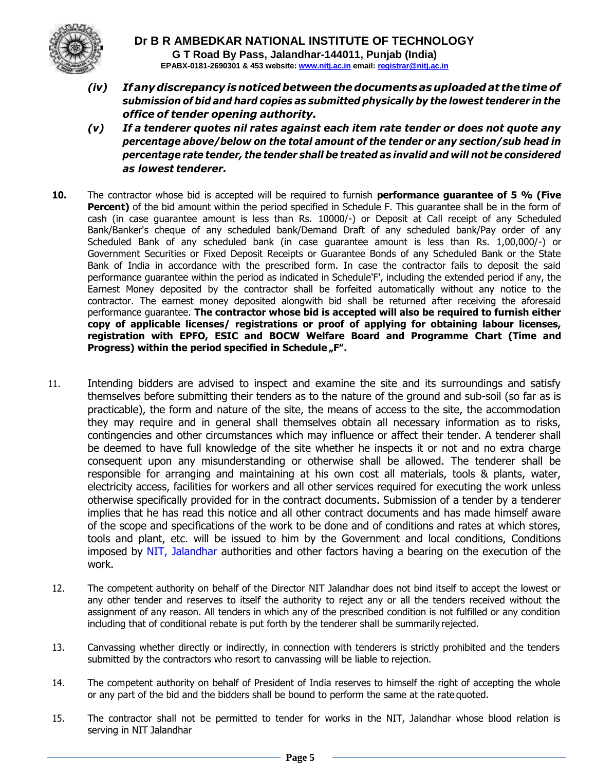*(iv)* ***If any discrepancy is noticed between the documents as uploaded at the time of submission of bid and hard copies as submitted physically by the lowest tenderer in the office of tender opening authority.***

*(v)* ***If a tenderer quotes nil rates against each item rate tender or does not quote any percentage above/below on the total amount of the tender or any section/sub head in percentage rate tender, the tender shall be treated as invalid and will not be considered as lowest tenderer.***

**10.** The contractor whose bid is accepted will be required to furnish **performance guarantee of 5 % (Five Percent)** of the bid amount within the period specified in Schedule F. This guarantee shall be in the form of cash (in case guarantee amount is less than Rs. 10000/-) or Deposit at Call receipt of any Scheduled Bank/Banker's cheque of any scheduled bank/Demand Draft of any scheduled bank/Pay order of any Scheduled Bank of any scheduled bank (in case guarantee amount is less than Rs. 1,00,000/-) or Government Securities or Fixed Deposit Receipts or Guarantee Bonds of any Scheduled Bank or the State Bank of India in accordance with the prescribed form. In case the contractor fails to deposit the said performance guarantee within the period as indicated in Schedule'F', including the extended period if any, the Earnest Money deposited by the contractor shall be forfeited automatically without any notice to the contractor. The earnest money deposited alongwith bid shall be returned after receiving the aforesaid performance guarantee. **The contractor whose bid is accepted will also be required to furnish either copy of applicable licenses/ registrations or proof of applying for obtaining labour licenses, registration with EPFO, ESIC and BOCW Welfare Board and Programme Chart (Time and Progress) within the period specified in Schedule „F".**

11. Intending bidders are advised to inspect and examine the site and its surroundings and satisfy themselves before submitting their tenders as to the nature of the ground and sub-soil (so far as is practicable), the form and nature of the site, the means of access to the site, the accommodation they may require and in general shall themselves obtain all necessary information as to risks, contingencies and other circumstances which may influence or affect their tender. A tenderer shall be deemed to have full knowledge of the site whether he inspects it or not and no extra charge consequent upon any misunderstanding or otherwise shall be allowed. The tenderer shall be responsible for arranging and maintaining at his own cost all materials, tools & plants, water, electricity access, facilities for workers and all other services required for executing the work unless otherwise specifically provided for in the contract documents. Submission of a tender by a tenderer implies that he has read this notice and all other contract documents and has made himself aware of the scope and specifications of the work to be done and of conditions and rates at which stores, tools and plant, etc. will be issued to him by the Government and local conditions, Conditions imposed by NIT, Jalandhar authorities and other factors having a bearing on the execution of the work.

12. The competent authority on behalf of the Director NIT Jalandhar does not bind itself to accept the lowest or any other tender and reserves to itself the authority to reject any or all the tenders received without the assignment of any reason. All tenders in which any of the prescribed condition is not fulfilled or any condition including that of conditional rebate is put forth by the tenderer shall be summarily rejected.

13. Canvassing whether directly or indirectly, in connection with tenderers is strictly prohibited and the tenders submitted by the contractors who resort to canvassing will be liable to rejection.

14. The competent authority on behalf of President of India reserves to himself the right of accepting the whole or any part of the bid and the bidders shall be bound to perform the same at the rate quoted.

15. The contractor shall not be permitted to tender for works in the NIT, Jalandhar whose blood relation is serving in NIT Jalandhar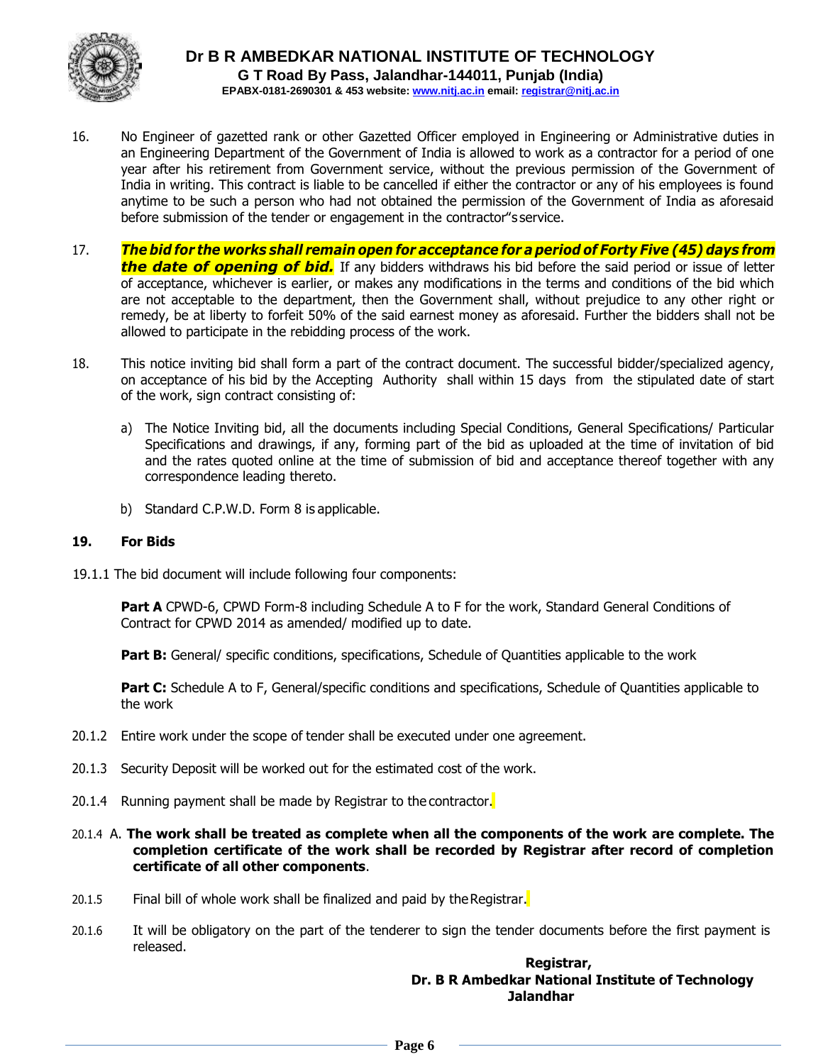16. No Engineer of gazetted rank or other Gazetted Officer employed in Engineering or Administrative duties in an Engineering Department of the Government of India is allowed to work as a contractor for a period of one year after his retirement from Government service, without the previous permission of the Government of India in writing. This contract is liable to be cancelled if either the contractor or any of his employees is found anytime to be such a person who had not obtained the permission of the Government of India as aforesaid before submission of the tender or engagement in the contractor"s service.

17. ***The bid for the works shall remain open for acceptance for a period of Forty Five (45) days from the date of opening of bid.*** If any bidders withdraws his bid before the said period or issue of letter of acceptance, whichever is earlier, or makes any modifications in the terms and conditions of the bid which are not acceptable to the department, then the Government shall, without prejudice to any other right or remedy, be at liberty to forfeit 50% of the said earnest money as aforesaid. Further the bidders shall not be allowed to participate in the rebidding process of the work.

18. This notice inviting bid shall form a part of the contract document. The successful bidder/specialized agency, on acceptance of his bid by the Accepting Authority shall within 15 days from the stipulated date of start of the work, sign contract consisting of:

   a) The Notice Inviting bid, all the documents including Special Conditions, General Specifications/ Particular Specifications and drawings, if any, forming part of the bid as uploaded at the time of invitation of bid and the rates quoted online at the time of submission of bid and acceptance thereof together with any correspondence leading thereto.

   b) Standard C.P.W.D. Form 8 is applicable.

**19. For Bids**

19.1.1 The bid document will include following four components:

**Part A** CPWD-6, CPWD Form-8 including Schedule A to F for the work, Standard General Conditions of Contract for CPWD 2014 as amended/ modified up to date.

**Part B:** General/ specific conditions, specifications, Schedule of Quantities applicable to the work

**Part C:** Schedule A to F, General/specific conditions and specifications, Schedule of Quantities applicable to the work

20.1.2 Entire work under the scope of tender shall be executed under one agreement.

20.1.3 Security Deposit will be worked out for the estimated cost of the work.

20.1.4 Running payment shall be made by Registrar to the contractor.

20.1.4 A. **The work shall be treated as complete when all the components of the work are complete. The completion certificate of the work shall be recorded by Registrar after record of completion certificate of all other components**.

20.1.5 Final bill of whole work shall be finalized and paid by the Registrar.

20.1.6 It will be obligatory on the part of the tenderer to sign the tender documents before the first payment is released.

**Registrar,**
**Dr. B R Ambedkar National Institute of Technology**
**Jalandhar**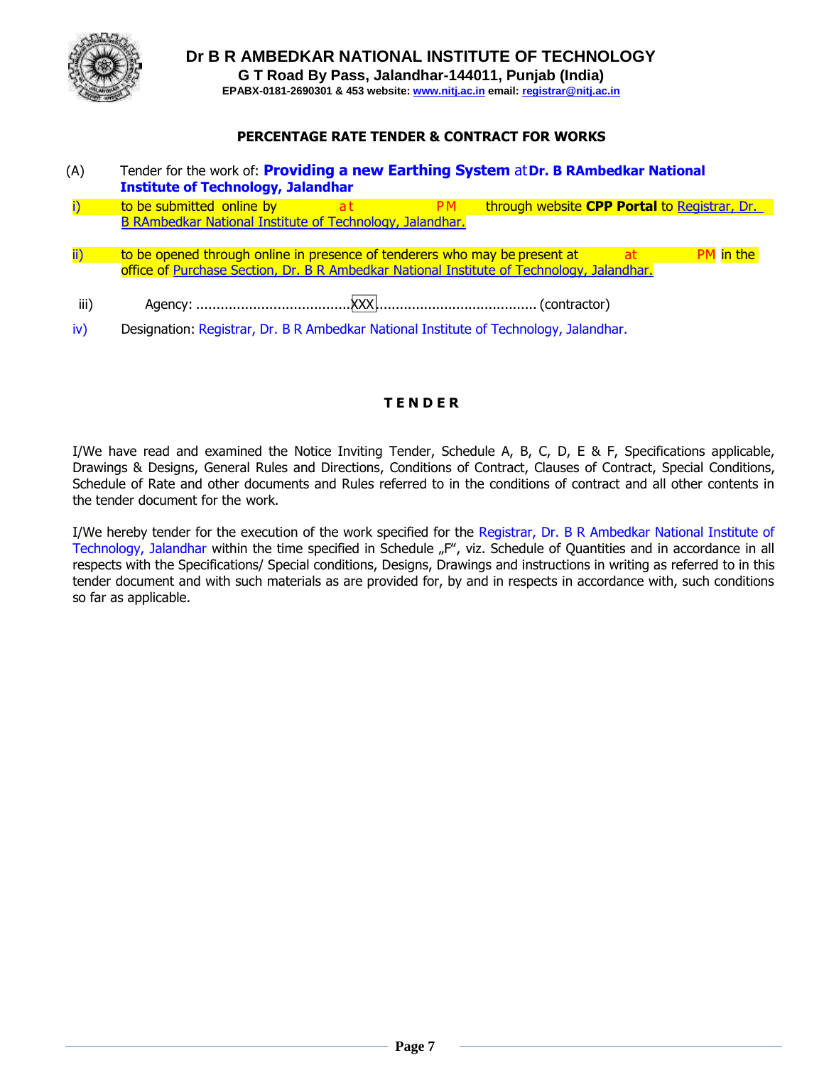# Dr B R AMBEDKAR NATIONAL INSTITUTE OF TECHNOLOGY

**G T Road By Pass, Jalandhar-144011, Punjab (India)**

**EPABX-0181-2690301 & 453 website: www.nitj.ac.in email: registrar@nitj.ac.in**

## PERCENTAGE RATE TENDER & CONTRACT FOR WORKS

(A) Tender for the work of: **Providing a new Earthing System** at **Dr. B RAmbedkar National Institute of Technology, Jalandhar**

i) to be submitted online by at PM through website **CPP Portal** to Registrar, Dr. B RAmbedkar National Institute of Technology, Jalandhar.

ii) to be opened through online in presence of tenderers who may be present at at PM in the office of Purchase Section, Dr. B R Ambedkar National Institute of Technology, Jalandhar.

iii) Agency: ......................................XXX....................................... (contractor)

iv) Designation: Registrar, Dr. B R Ambedkar National Institute of Technology, Jalandhar.

## T E N D E R

I/We have read and examined the Notice Inviting Tender, Schedule A, B, C, D, E & F, Specifications applicable, Drawings & Designs, General Rules and Directions, Conditions of Contract, Clauses of Contract, Special Conditions, Schedule of Rate and other documents and Rules referred to in the conditions of contract and all other contents in the tender document for the work.

I/We hereby tender for the execution of the work specified for the Registrar, Dr. B R Ambedkar National Institute of Technology, Jalandhar within the time specified in Schedule „F", viz. Schedule of Quantities and in accordance in all respects with the Specifications/ Special conditions, Designs, Drawings and instructions in writing as referred to in this tender document and with such materials as are provided for, by and in respects in accordance with, such conditions so far as applicable.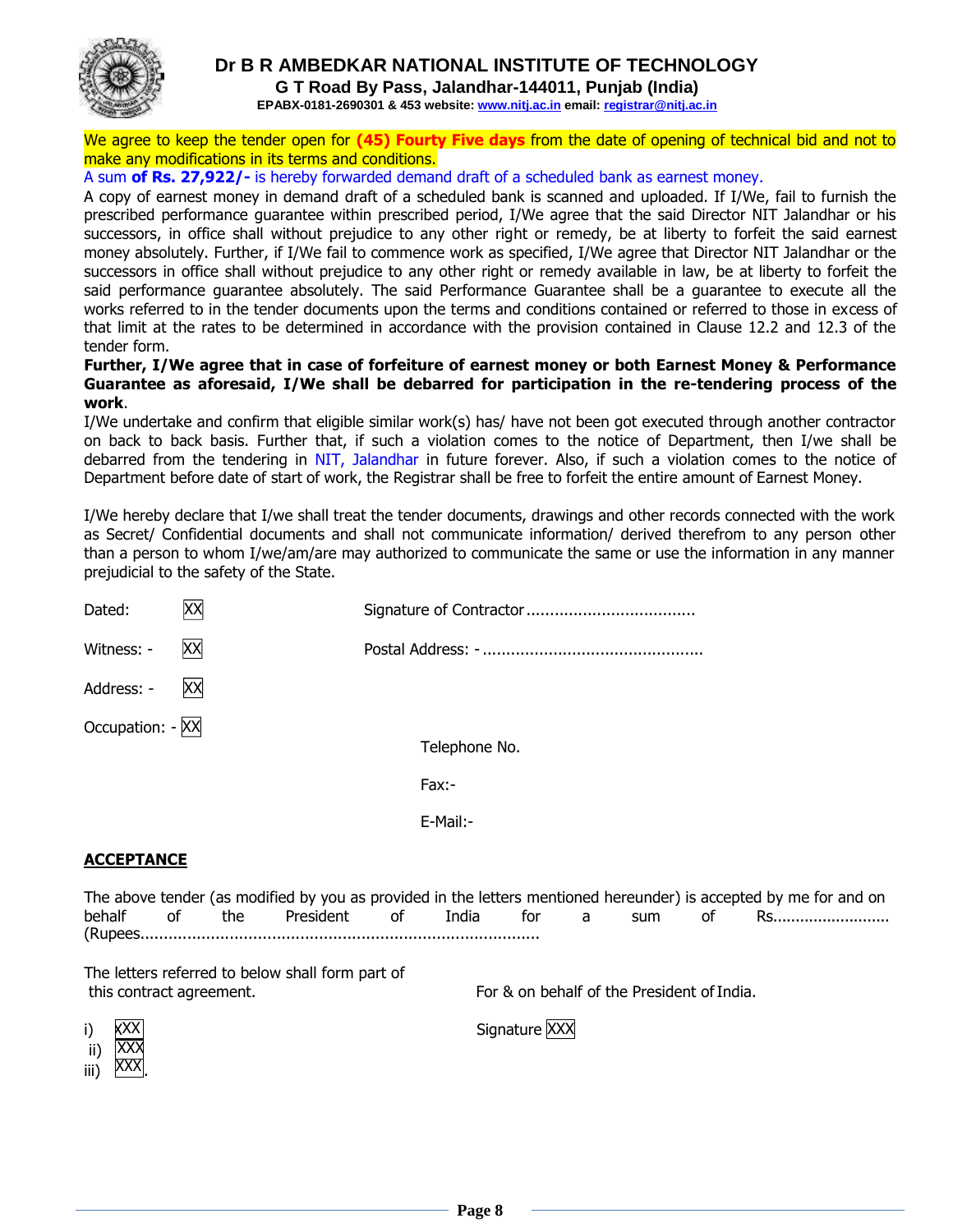We agree to keep the tender open for **(45) Fourty Five days** from the date of opening of technical bid and not to make any modifications in its terms and conditions.

A sum **of Rs. 27,922/-** is hereby forwarded demand draft of a scheduled bank as earnest money.

A copy of earnest money in demand draft of a scheduled bank is scanned and uploaded. If I/We, fail to furnish the prescribed performance guarantee within prescribed period, I/We agree that the said Director NIT Jalandhar or his successors, in office shall without prejudice to any other right or remedy, be at liberty to forfeit the said earnest money absolutely. Further, if I/We fail to commence work as specified, I/We agree that Director NIT Jalandhar or the successors in office shall without prejudice to any other right or remedy available in law, be at liberty to forfeit the said performance guarantee absolutely. The said Performance Guarantee shall be a guarantee to execute all the works referred to in the tender documents upon the terms and conditions contained or referred to those in excess of that limit at the rates to be determined in accordance with the provision contained in Clause 12.2 and 12.3 of the tender form.

**Further, I/We agree that in case of forfeiture of earnest money or both Earnest Money & Performance Guarantee as aforesaid, I/We shall be debarred for participation in the re-tendering process of the work**.

I/We undertake and confirm that eligible similar work(s) has/ have not been got executed through another contractor on back to back basis. Further that, if such a violation comes to the notice of Department, then I/we shall be debarred from the tendering in NIT, Jalandhar in future forever. Also, if such a violation comes to the notice of Department before date of start of work, the Registrar shall be free to forfeit the entire amount of Earnest Money.

I/We hereby declare that I/we shall treat the tender documents, drawings and other records connected with the work as Secret/ Confidential documents and shall not communicate information/ derived therefrom to any person other than a person to whom I/we/am/are may authorized to communicate the same or use the information in any manner prejudicial to the safety of the State.

Dated: XX — Signature of Contractor....................................

Witness: - XX — Postal Address: -...............................................

Address: - XX

Occupation: - XX

Telephone No.

Fax:-

E-Mail:-

**ACCEPTANCE**

The above tender (as modified by you as provided in the letters mentioned hereunder) is accepted by me for and on behalf of the President of India for a sum of Rs.......................... (Rupees.....................................................................................

The letters referred to below shall form part of this contract agreement.

For & on behalf of the President of India.

i) XXX
ii) XXX
iii) XXX.

Signature XXX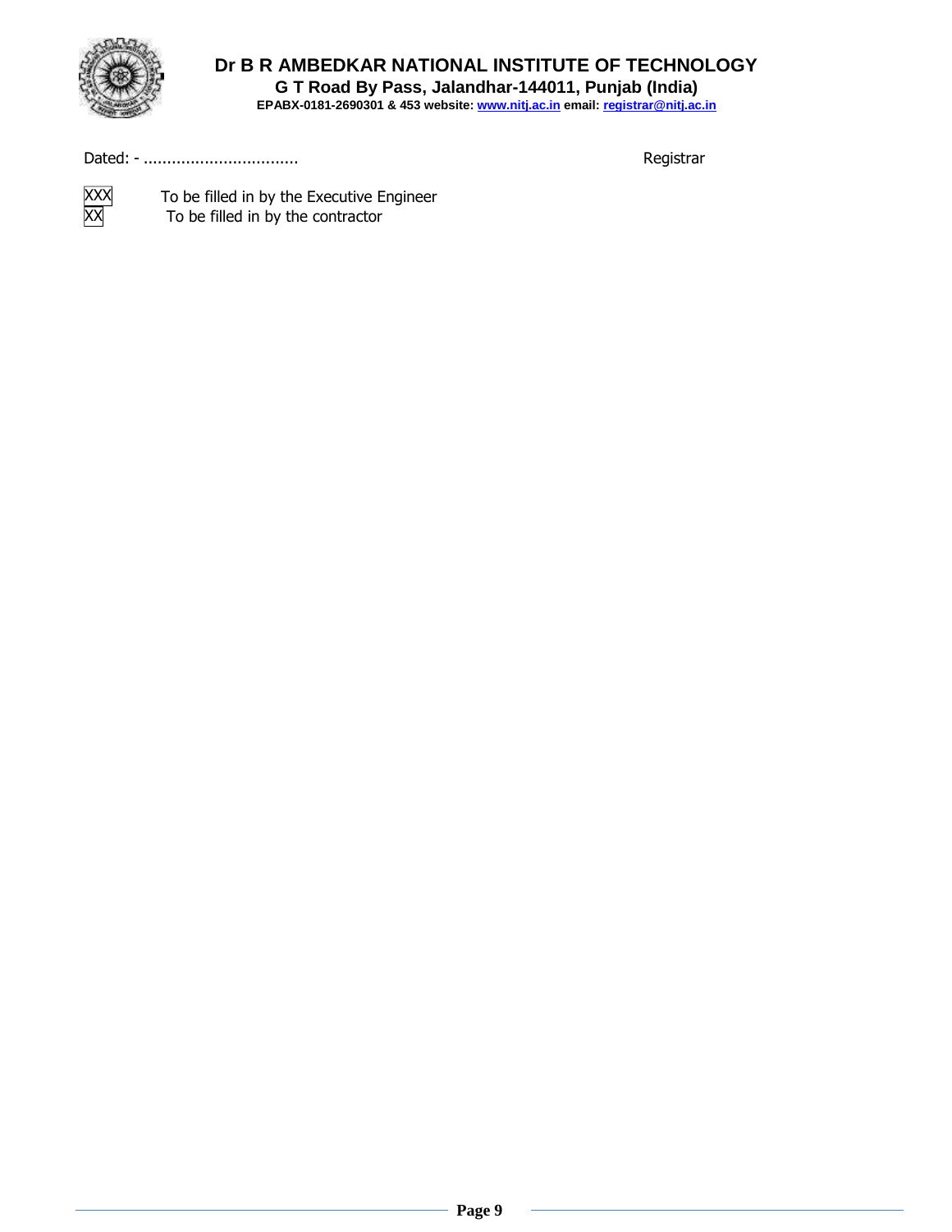# Dr B R AMBEDKAR NATIONAL INSTITUTE OF TECHNOLOGY

**G T Road By Pass, Jalandhar-144011, Punjab (India)**

**EPABX-0181-2690301 & 453 website: www.nitj.ac.in email: registrar@nitj.ac.in**

Dated: - .................................                                                                 Registrar

XXX To be filled in by the Executive Engineer

XX To be filled in by the contractor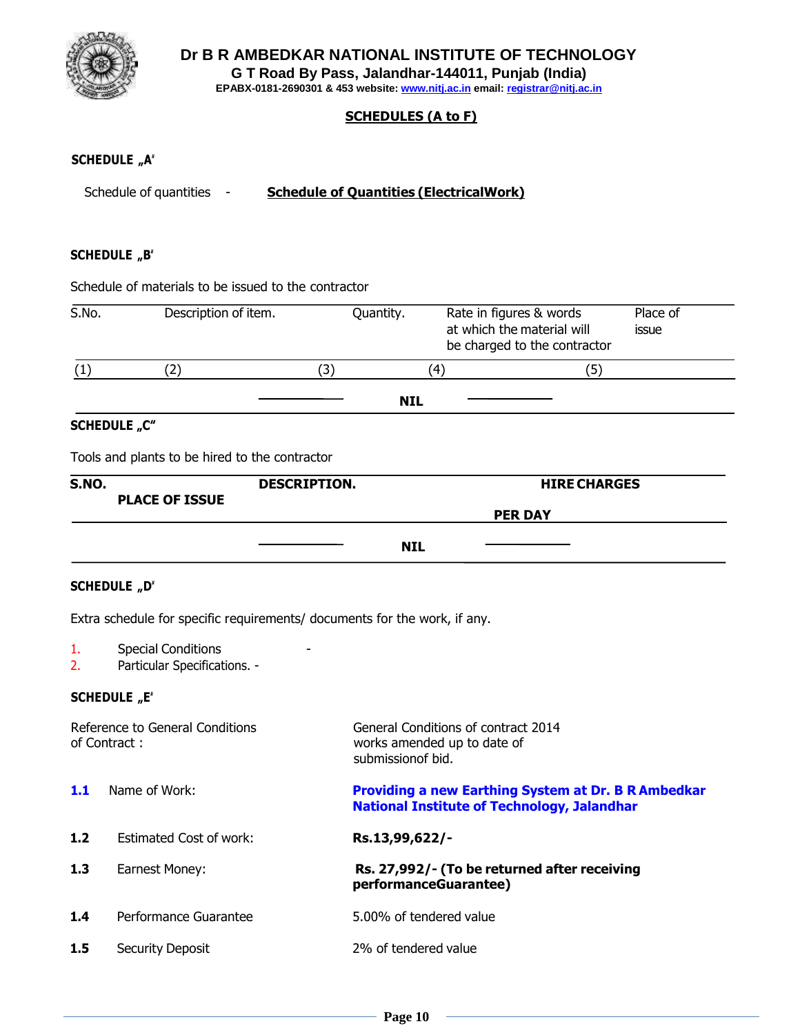# Dr B R AMBEDKAR NATIONAL INSTITUTE OF TECHNOLOGY

**G T Road By Pass, Jalandhar-144011, Punjab (India)**

**EPABX-0181-2690301 & 453 website: www.nitj.ac.in email: registrar@nitj.ac.in**

## SCHEDULES (A to F)

### SCHEDULE „A'

Schedule of quantities - **Schedule of Quantities (ElectricalWork)**

### SCHEDULE „B'

Schedule of materials to be issued to the contractor

| S.No. | Description of item. | Quantity. | Rate in figures & words at which the material will be charged to the contractor | Place of issue |
|---|---|---|---|---|
| (1) | (2) | (3) | (4) | (5) |
| | | | **NIL** | |

### SCHEDULE „C"

Tools and plants to be hired to the contractor

| S.NO. | DESCRIPTION. | HIRE CHARGES PER DAY | PLACE OF ISSUE |
|---|---|---|---|
| | | **NIL** | |

### SCHEDULE „D'

Extra schedule for specific requirements/ documents for the work, if any.

1. Special Conditions -
2. Particular Specifications. -

### SCHEDULE „E'

Reference to General Conditions of Contract : General Conditions of contract 2014 works amended up to date of submissionof bid.

| | | |
|---|---|---|
| **1.1** | Name of Work: | **Providing a new Earthing System at Dr. B R Ambedkar National Institute of Technology, Jalandhar** |
| **1.2** | Estimated Cost of work: | **Rs.13,99,622/-** |
| **1.3** | Earnest Money: | **Rs. 27,992/- (To be returned after receiving performanceGuarantee)** |
| **1.4** | Performance Guarantee | 5.00% of tendered value |
| **1.5** | Security Deposit | 2% of tendered value |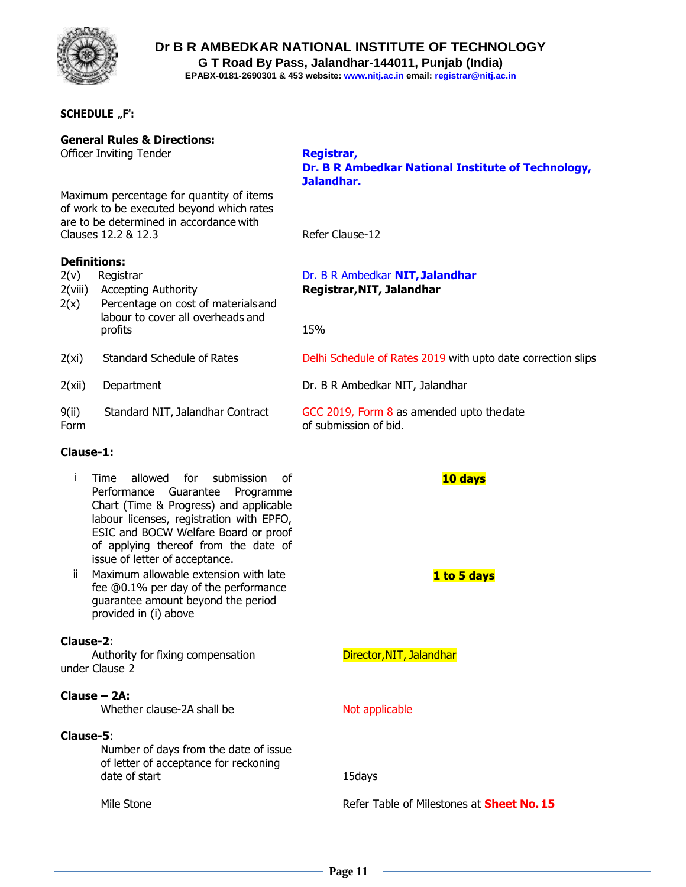# Dr B R AMBEDKAR NATIONAL INSTITUTE OF TECHNOLOGY

**G T Road By Pass, Jalandhar-144011, Punjab (India)**

**EPABX-0181-2690301 & 453 website: www.nitj.ac.in email: registrar@nitj.ac.in**

**SCHEDULE „F‟:**

**General Rules & Directions:**

| | |
|---|---|
| Officer Inviting Tender | **Registrar, Dr. B R Ambedkar National Institute of Technology, Jalandhar.** |
| Maximum percentage for quantity of items of work to be executed beyond which rates are to be determined in accordance with Clauses 12.2 & 12.3 | Refer Clause-12 |

**Definitions:**

| | | |
|---|---|---|
| 2(v) | Registrar | Dr. B R Ambedkar **NIT, Jalandhar** |
| 2(viii) | Accepting Authority | **Registrar,NIT, Jalandhar** |
| 2(x) | Percentage on cost of materials and labour to cover all overheads and profits | 15% |
| 2(xi) | Standard Schedule of Rates | Delhi Schedule of Rates 2019 with upto date correction slips |
| 2(xii) | Department | Dr. B R Ambedkar NIT, Jalandhar |
| 9(ii) Form | Standard NIT, Jalandhar Contract | GCC 2019, Form 8 as amended upto the date of submission of bid. |

**Clause-1:**

| | | |
|---|---|---|
| i | Time allowed for submission of Performance Guarantee Programme Chart (Time & Progress) and applicable labour licenses, registration with EPFO, ESIC and BOCW Welfare Board or proof of applying thereof from the date of issue of letter of acceptance. | **10 days** |
| ii | Maximum allowable extension with late fee @0.1% per day of the performance guarantee amount beyond the period provided in (i) above | **1 to 5 days** |

**Clause-2**:

| | |
|---|---|
| Authority for fixing compensation under Clause 2 | Director,NIT, Jalandhar |

**Clause – 2A:**

| | |
|---|---|
| Whether clause-2A shall be | Not applicable |

**Clause-5**:

| | |
|---|---|
| Number of days from the date of issue of letter of acceptance for reckoning date of start | 15days |
| Mile Stone | Refer Table of Milestones at **Sheet No. 15** |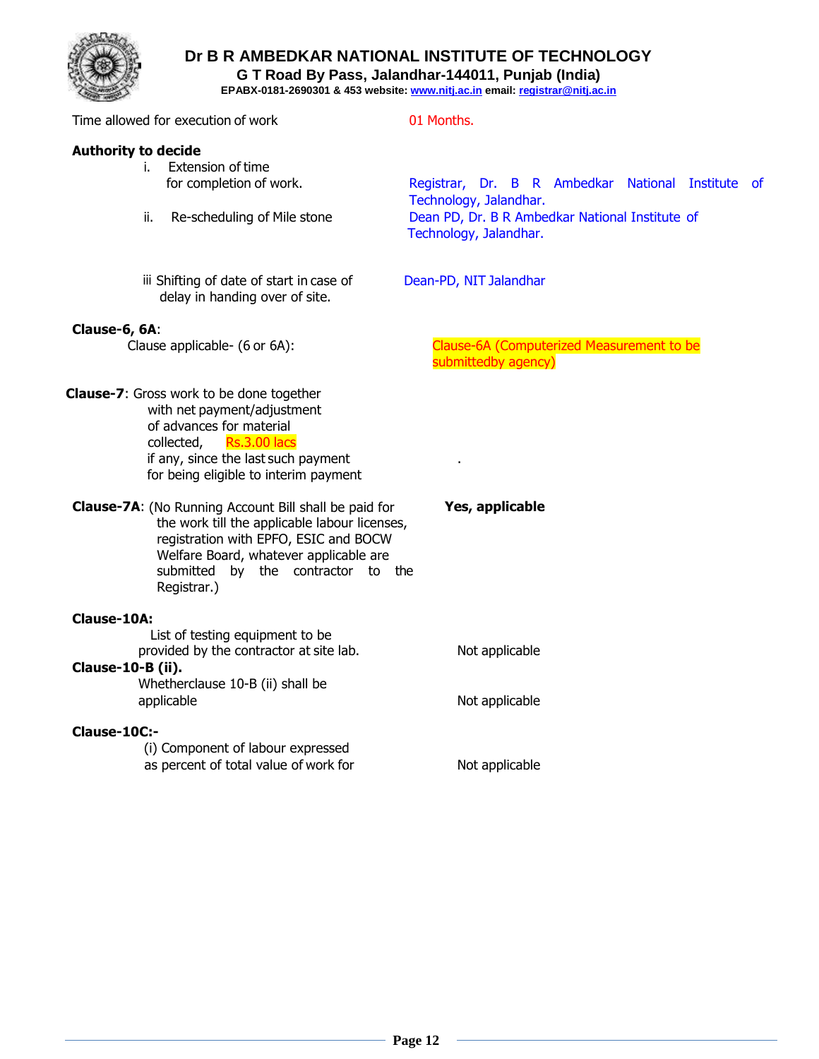# Dr B R AMBEDKAR NATIONAL INSTITUTE OF TECHNOLOGY

**G T Road By Pass, Jalandhar-144011, Punjab (India)**

**EPABX-0181-2690301 & 453 website: www.nitj.ac.in email: registrar@nitj.ac.in**

| | |
|---|---|
| Time allowed for execution of work | 01 Months. |
| **Authority to decide** | |
| i. Extension of time for completion of work. | Registrar, Dr. B R Ambedkar National Institute of Technology, Jalandhar. |
| ii. Re-scheduling of Mile stone | Dean PD, Dr. B R Ambedkar National Institute of Technology, Jalandhar. |
| iii Shifting of date of start in case of delay in handing over of site. | Dean-PD, NIT Jalandhar |
| **Clause-6, 6A**: | |
| Clause applicable- (6 or 6A): | Clause-6A (Computerized Measurement to be submittedby agency) |
| **Clause-7**: Gross work to be done together with net payment/adjustment of advances for material collected, Rs.3.00 lacs if any, since the last such payment for being eligible to interim payment | . |
| **Clause-7A**: (No Running Account Bill shall be paid for the work till the applicable labour licenses, registration with EPFO, ESIC and BOCW Welfare Board, whatever applicable are submitted by the contractor to the Registrar.) | **Yes, applicable** |
| **Clause-10A:** | |
| List of testing equipment to be provided by the contractor at site lab. | Not applicable |
| **Clause-10-B (ii).** | |
| Whetherclause 10-B (ii) shall be applicable | Not applicable |
| **Clause-10C:-** | |
| (i) Component of labour expressed as percent of total value of work for | Not applicable |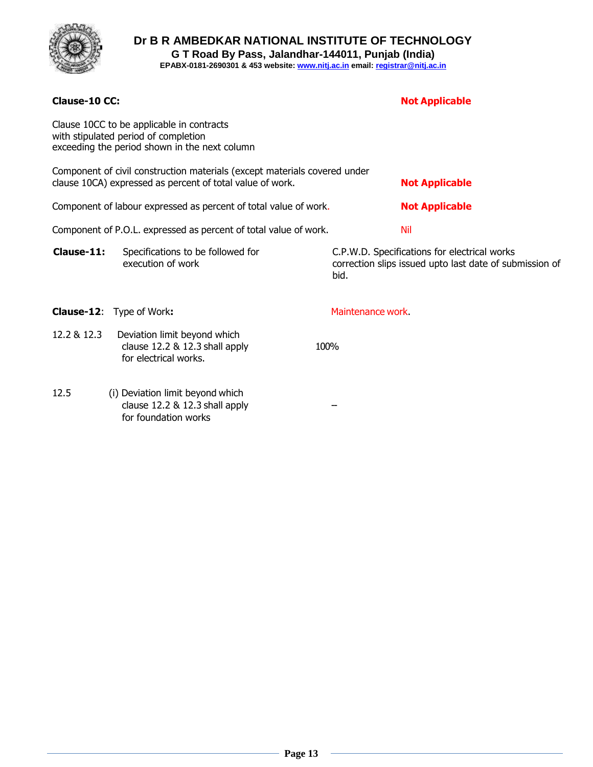**Clause-10 CC:** **Not Applicable**

Clause 10CC to be applicable in contracts
with stipulated period of completion
exceeding the period shown in the next column

Component of civil construction materials (except materials covered under clause 10CA) expressed as percent of total value of work. **Not Applicable**

Component of labour expressed as percent of total value of work. **Not Applicable**

Component of P.O.L. expressed as percent of total value of work. Nil

**Clause-11:** Specifications to be followed for execution of work — C.P.W.D. Specifications for electrical works correction slips issued upto last date of submission of bid.

**Clause-12**: Type of Work**:** Maintenance work.

12.2 & 12.3 Deviation limit beyond which clause 12.2 & 12.3 shall apply for electrical works. 100%

12.5 (i) Deviation limit beyond which clause 12.2 & 12.3 shall apply for foundation works –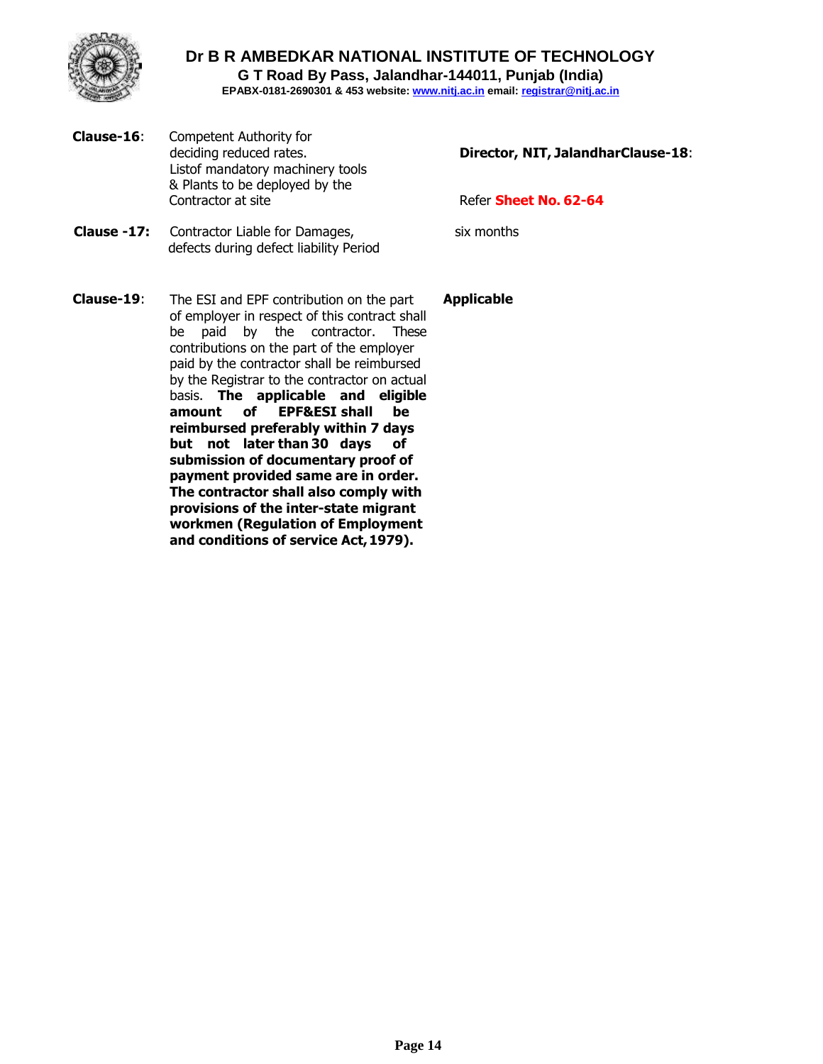**Clause-16**: Competent Authority for deciding reduced rates. **Director, NIT, Jalandhar**

**Clause-18**: Listof mandatory machinery tools & Plants to be deployed by the Contractor at site Refer **Sheet No. 62-64**

**Clause -17:** Contractor Liable for Damages, defects during defect liability Period six months

**Clause-19**: The ESI and EPF contribution on the part of employer in respect of this contract shall be paid by the contractor. These contributions on the part of the employer paid by the contractor shall be reimbursed by the Registrar to the contractor on actual basis. **The applicable and eligible amount of EPF&ESI shall be reimbursed preferably within 7 days but not later than 30 days of submission of documentary proof of payment provided same are in order. The contractor shall also comply with provisions of the inter-state migrant workmen (Regulation of Employment and conditions of service Act, 1979).** **Applicable**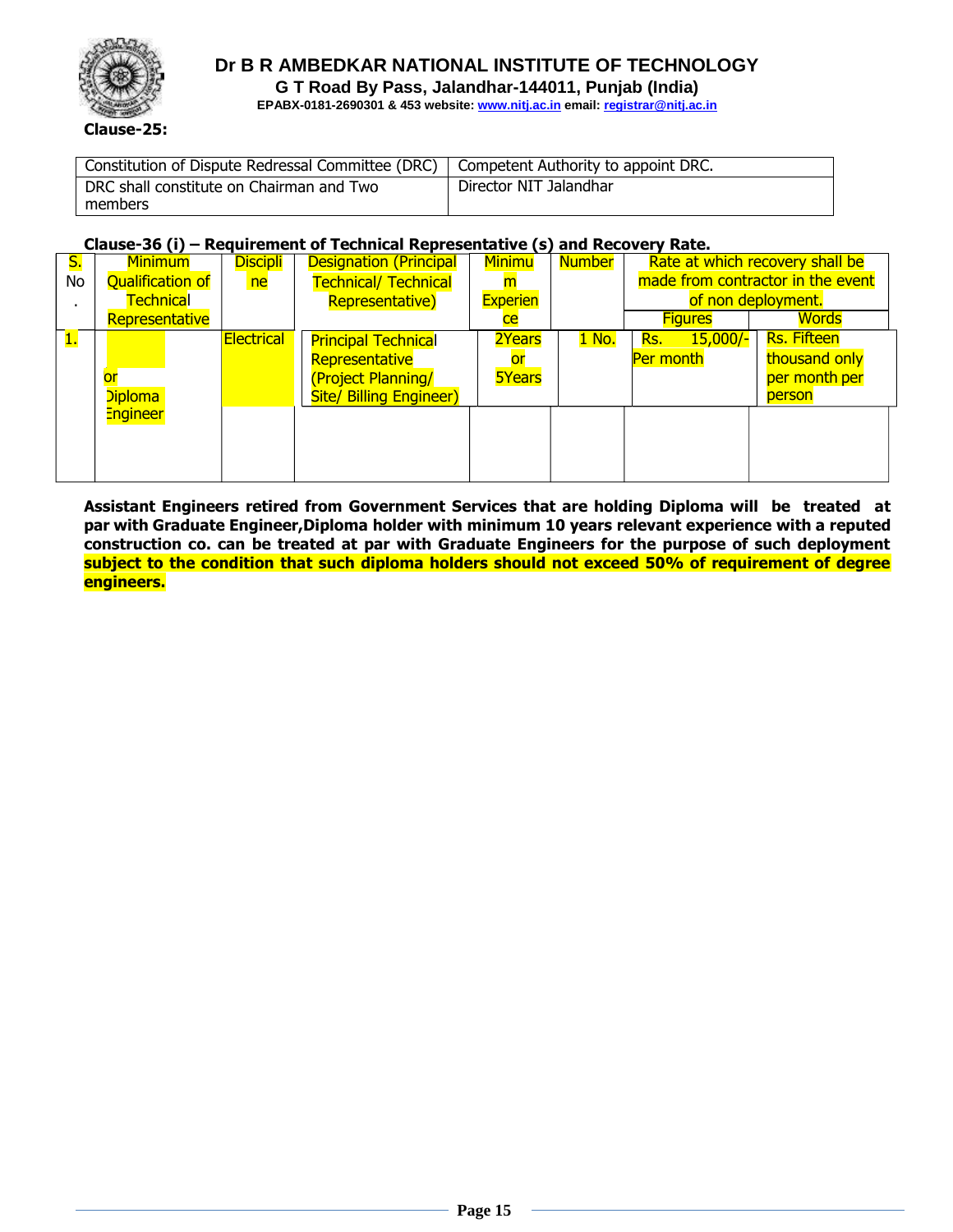**Clause-25:**

| Constitution of Dispute Redressal Committee (DRC) | Competent Authority to appoint DRC. |
|---|---|
| DRC shall constitute on Chairman and Two members | Director NIT Jalandhar |

**Clause-36 (i) – Requirement of Technical Representative (s) and Recovery Rate.**

| S. No. | Minimum Qualification of Technical Representative | Discipline | Designation (Principal Technical/ Technical Representative) | Minimum Experience | Number | Rate at which recovery shall be made from contractor in the event of non deployment. | |
|---|---|---|---|---|---|---|---|
| | | | | | | Figures | Words |
| 1. | or Diploma Engineer | Electrical | Principal Technical Representative (Project Planning/ Site/ Billing Engineer) | 2Years or 5Years | 1 No. | Rs. 15,000/- Per month | Rs. Fifteen thousand only per month per person |

**Assistant Engineers retired from Government Services that are holding Diploma will be treated at par with Graduate Engineer,Diploma holder with minimum 10 years relevant experience with a reputed construction co. can be treated at par with Graduate Engineers for the purpose of such deployment subject to the condition that such diploma holders should not exceed 50% of requirement of degree engineers.**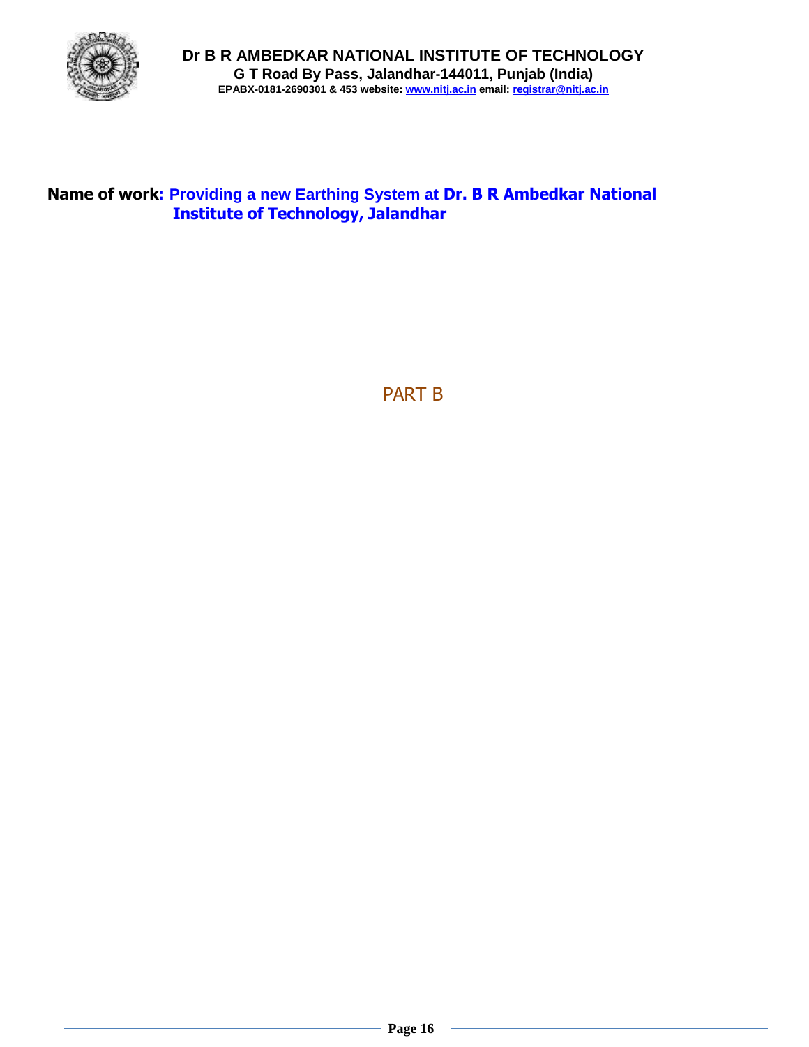**Dr B R AMBEDKAR NATIONAL INSTITUTE OF TECHNOLOGY**
**G T Road By Pass, Jalandhar-144011, Punjab (India)**
**EPABX-0181-2690301 & 453 website: www.nitj.ac.in email: registrar@nitj.ac.in**

**Name of work: Providing a new Earthing System at Dr. B R Ambedkar National Institute of Technology, Jalandhar**

# PART B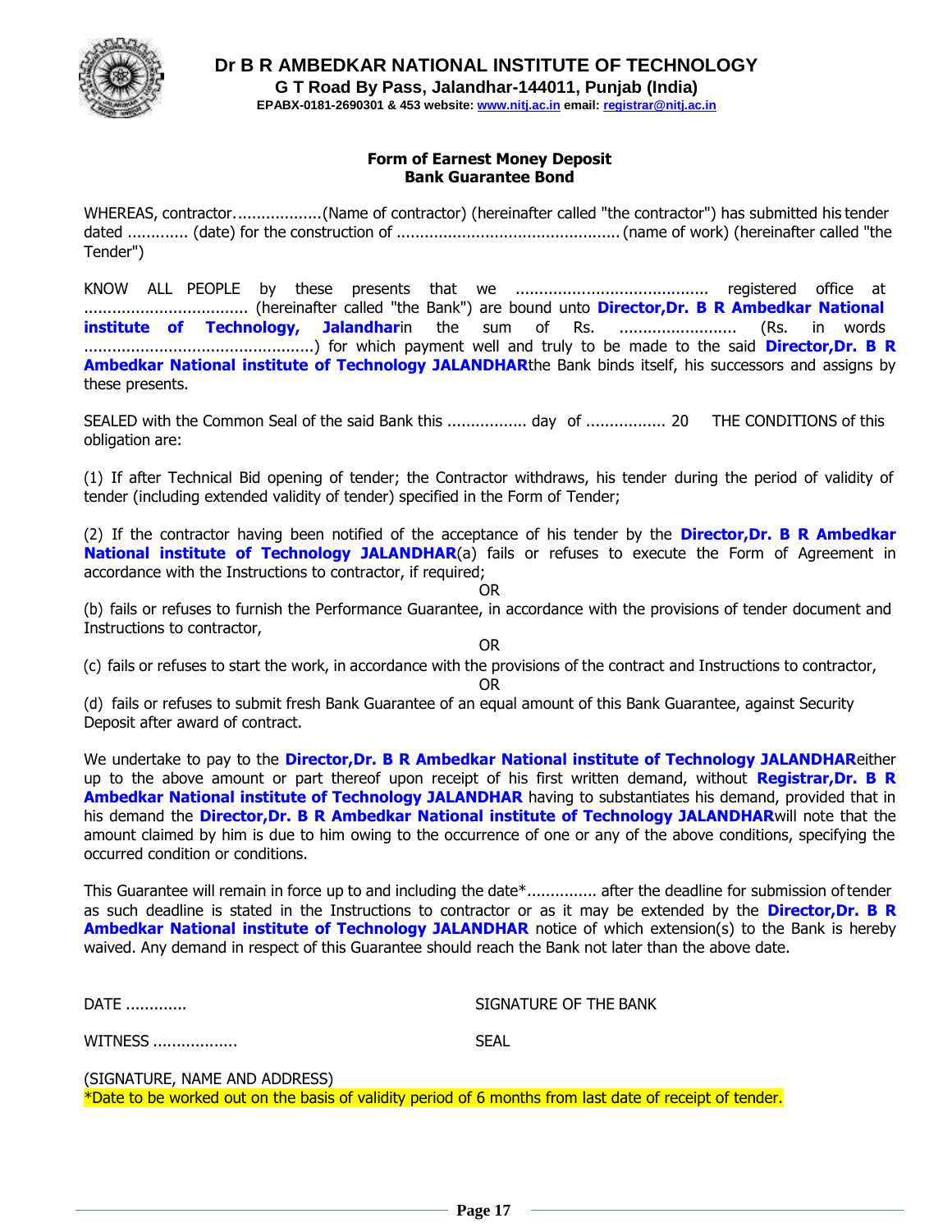**Dr B R AMBEDKAR NATIONAL INSTITUTE OF TECHNOLOGY**
**G T Road By Pass, Jalandhar-144011, Punjab (India)**
**EPABX-0181-2690301 & 453 website: www.nitj.ac.in email: registrar@nitj.ac.in**

## Form of Earnest Money Deposit
## Bank Guarantee Bond

WHEREAS, contractor...................(Name of contractor) (hereinafter called "the contractor") has submitted his tender dated ............ (date) for the construction of ............................................... (name of work) (hereinafter called "the Tender")

KNOW ALL PEOPLE by these presents that we ........................................ registered office at .................................. (hereinafter called "the Bank") are bound unto **Director,Dr. B R Ambedkar National institute of Technology, Jalandhar**in the sum of Rs. ......................... (Rs. in words ................................................) for which payment well and truly to be made to the said **Director,Dr. B R Ambedkar National institute of Technology JALANDHAR**the Bank binds itself, his successors and assigns by these presents.

SEALED with the Common Seal of the said Bank this ................. day of ................. 20 THE CONDITIONS of this obligation are:

(1) If after Technical Bid opening of tender; the Contractor withdraws, his tender during the period of validity of tender (including extended validity of tender) specified in the Form of Tender;

(2) If the contractor having been notified of the acceptance of his tender by the **Director,Dr. B R Ambedkar National institute of Technology JALANDHAR**(a) fails or refuses to execute the Form of Agreement in accordance with the Instructions to contractor, if required;

OR

(b) fails or refuses to furnish the Performance Guarantee, in accordance with the provisions of tender document and Instructions to contractor,

OR

(c) fails or refuses to start the work, in accordance with the provisions of the contract and Instructions to contractor,

OR

(d) fails or refuses to submit fresh Bank Guarantee of an equal amount of this Bank Guarantee, against Security Deposit after award of contract.

We undertake to pay to the **Director,Dr. B R Ambedkar National institute of Technology JALANDHAR**either up to the above amount or part thereof upon receipt of his first written demand, without **Registrar,Dr. B R Ambedkar National institute of Technology JALANDHAR** having to substantiates his demand, provided that in his demand the **Director,Dr. B R Ambedkar National institute of Technology JALANDHAR**will note that the amount claimed by him is due to him owing to the occurrence of one or any of the above conditions, specifying the occurred condition or conditions.

This Guarantee will remain in force up to and including the date*............... after the deadline for submission of tender as such deadline is stated in the Instructions to contractor or as it may be extended by the **Director,Dr. B R Ambedkar National institute of Technology JALANDHAR** notice of which extension(s) to the Bank is hereby waived. Any demand in respect of this Guarantee should reach the Bank not later than the above date.

DATE .............                SIGNATURE OF THE BANK

WITNESS ..................                SEAL

(SIGNATURE, NAME AND ADDRESS)

*Date to be worked out on the basis of validity period of 6 months from last date of receipt of tender.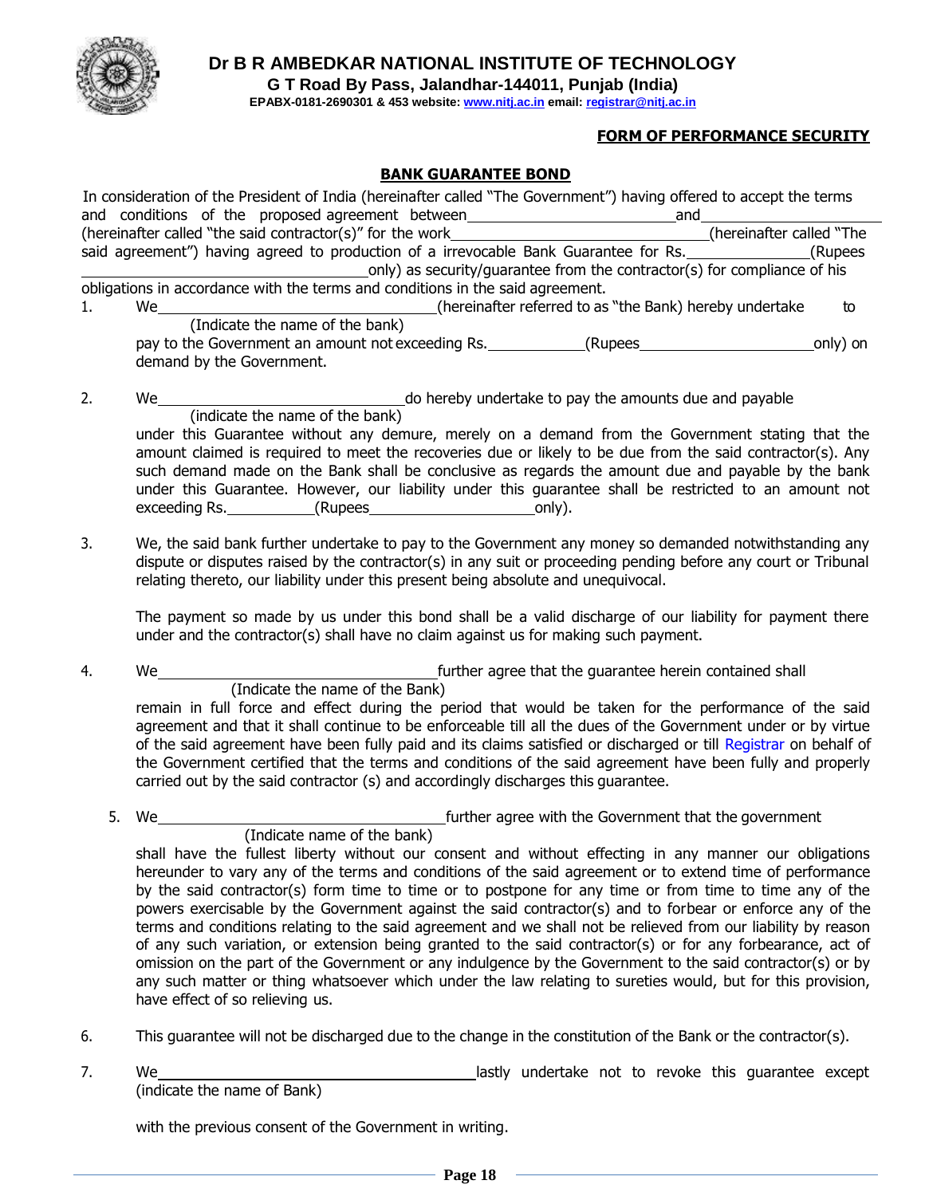# Dr B R AMBEDKAR NATIONAL INSTITUTE OF TECHNOLOGY

**G T Road By Pass, Jalandhar-144011, Punjab (India)**

**EPABX-0181-2690301 & 453 website: www.nitj.ac.in email: registrar@nitj.ac.in**

**FORM OF PERFORMANCE SECURITY**

## BANK GUARANTEE BOND

In consideration of the President of India (hereinafter called "The Government") having offered to accept the terms and conditions of the proposed agreement between \_\_\_\_\_\_\_\_\_\_\_\_\_\_\_\_\_\_\_\_\_\_\_\_ and \_\_\_\_\_\_\_\_\_\_\_\_\_\_\_\_\_\_\_\_\_\_ (hereinafter called "the said contractor(s)" for the work \_\_\_\_\_\_\_\_\_\_\_\_\_\_\_\_\_\_\_\_\_\_\_\_\_\_\_\_\_\_ (hereinafter called "The said agreement") having agreed to production of a irrevocable Bank Guarantee for Rs. \_\_\_\_\_\_\_\_\_\_\_\_\_\_ (Rupees \_\_\_\_\_\_\_\_\_\_\_\_\_\_\_\_\_\_\_\_\_\_\_\_\_\_\_\_\_\_\_\_ only) as security/guarantee from the contractor(s) for compliance of his obligations in accordance with the terms and conditions in the said agreement.

1. We \_\_\_\_\_\_\_\_\_\_\_\_\_\_\_\_\_\_\_\_\_\_\_\_\_\_\_\_\_\_\_\_ (hereinafter referred to as "the Bank) hereby undertake to
   (Indicate the name of the bank)
   pay to the Government an amount not exceeding Rs. \_\_\_\_\_\_\_\_\_\_\_ (Rupees \_\_\_\_\_\_\_\_\_\_\_\_\_\_\_\_\_\_\_\_\_ only) on demand by the Government.

2. We \_\_\_\_\_\_\_\_\_\_\_\_\_\_\_\_\_\_\_\_\_\_\_\_\_\_\_\_\_\_ do hereby undertake to pay the amounts due and payable
   (indicate the name of the bank)
   under this Guarantee without any demure, merely on a demand from the Government stating that the amount claimed is required to meet the recoveries due or likely to be due from the said contractor(s). Any such demand made on the Bank shall be conclusive as regards the amount due and payable by the bank under this Guarantee. However, our liability under this guarantee shall be restricted to an amount not exceeding Rs. \_\_\_\_\_\_\_\_\_\_ (Rupees \_\_\_\_\_\_\_\_\_\_\_\_\_\_\_\_\_\_\_\_ only).

3. We, the said bank further undertake to pay to the Government any money so demanded notwithstanding any dispute or disputes raised by the contractor(s) in any suit or proceeding pending before any court or Tribunal relating thereto, our liability under this present being absolute and unequivocal.

   The payment so made by us under this bond shall be a valid discharge of our liability for payment there under and the contractor(s) shall have no claim against us for making such payment.

4. We \_\_\_\_\_\_\_\_\_\_\_\_\_\_\_\_\_\_\_\_\_\_\_\_\_\_\_\_\_\_\_\_\_\_ further agree that the guarantee herein contained shall
   (Indicate the name of the Bank)
   remain in full force and effect during the period that would be taken for the performance of the said agreement and that it shall continue to be enforceable till all the dues of the Government under or by virtue of the said agreement have been fully paid and its claims satisfied or discharged or till Registrar on behalf of the Government certified that the terms and conditions of the said agreement have been fully and properly carried out by the said contractor (s) and accordingly discharges this guarantee.

5. We \_\_\_\_\_\_\_\_\_\_\_\_\_\_\_\_\_\_\_\_\_\_\_\_\_\_\_\_\_\_\_\_\_\_\_ further agree with the Government that the government
   (Indicate name of the bank)
   shall have the fullest liberty without our consent and without effecting in any manner our obligations hereunder to vary any of the terms and conditions of the said agreement or to extend time of performance by the said contractor(s) form time to time or to postpone for any time or from time to time any of the powers exercisable by the Government against the said contractor(s) and to forbear or enforce any of the terms and conditions relating to the said agreement and we shall not be relieved from our liability by reason of any such variation, or extension being granted to the said contractor(s) or for any forbearance, act of omission on the part of the Government or any indulgence by the Government to the said contractor(s) or by any such matter or thing whatsoever which under the law relating to sureties would, but for this provision, have effect of so relieving us.

6. This guarantee will not be discharged due to the change in the constitution of the Bank or the contractor(s).

7. We \_\_\_\_\_\_\_\_\_\_\_\_\_\_\_\_\_\_\_\_\_\_\_\_\_\_\_\_\_\_\_\_\_\_\_\_\_\_\_ lastly undertake not to revoke this guarantee except
   (indicate the name of Bank)

   with the previous consent of the Government in writing.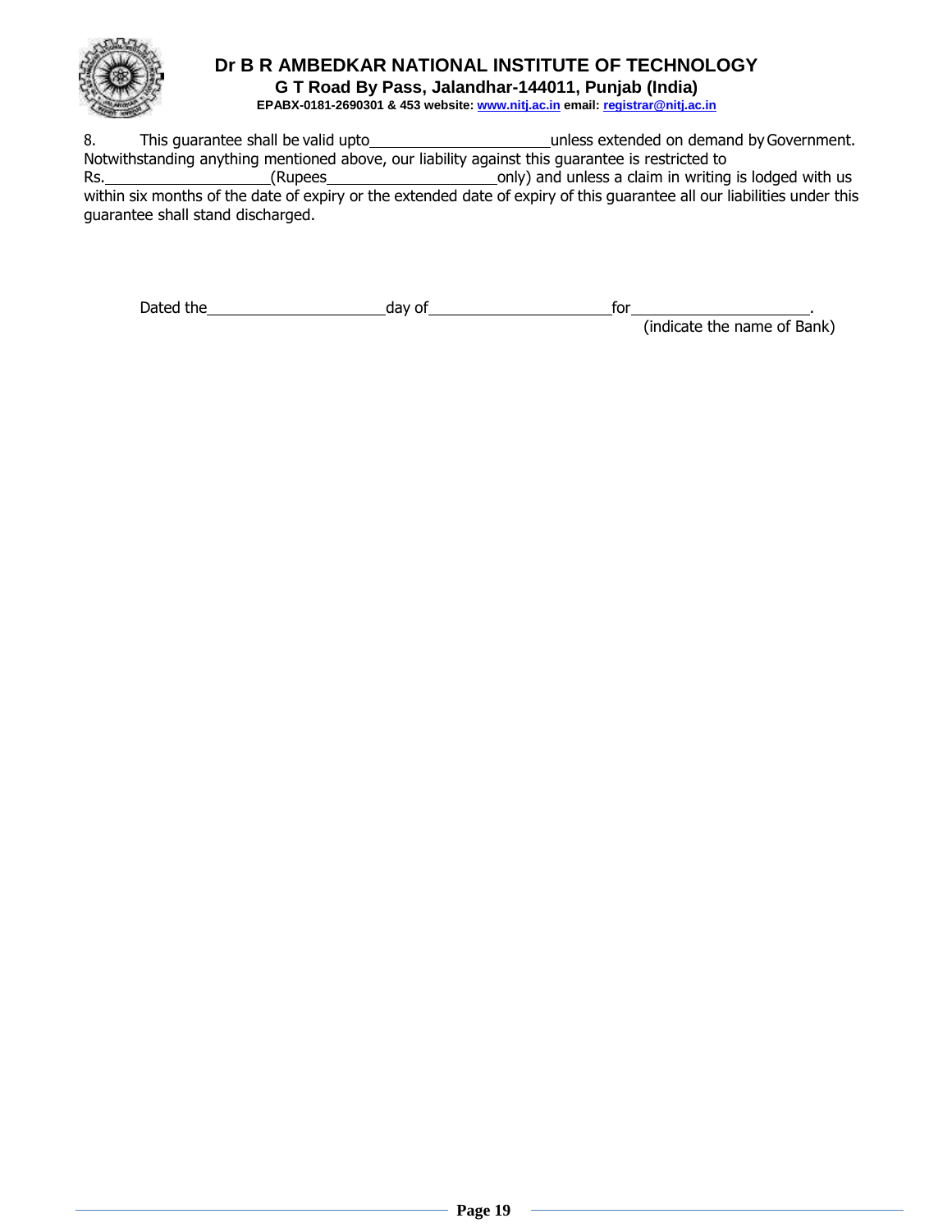8. This guarantee shall be valid upto______________________unless extended on demand by Government. Notwithstanding anything mentioned above, our liability against this guarantee is restricted to Rs.____________________(Rupees_____________________only) and unless a claim in writing is lodged with us within six months of the date of expiry or the extended date of expiry of this guarantee all our liabilities under this guarantee shall stand discharged.

Dated the______________________day of______________________for______________________.

(indicate the name of Bank)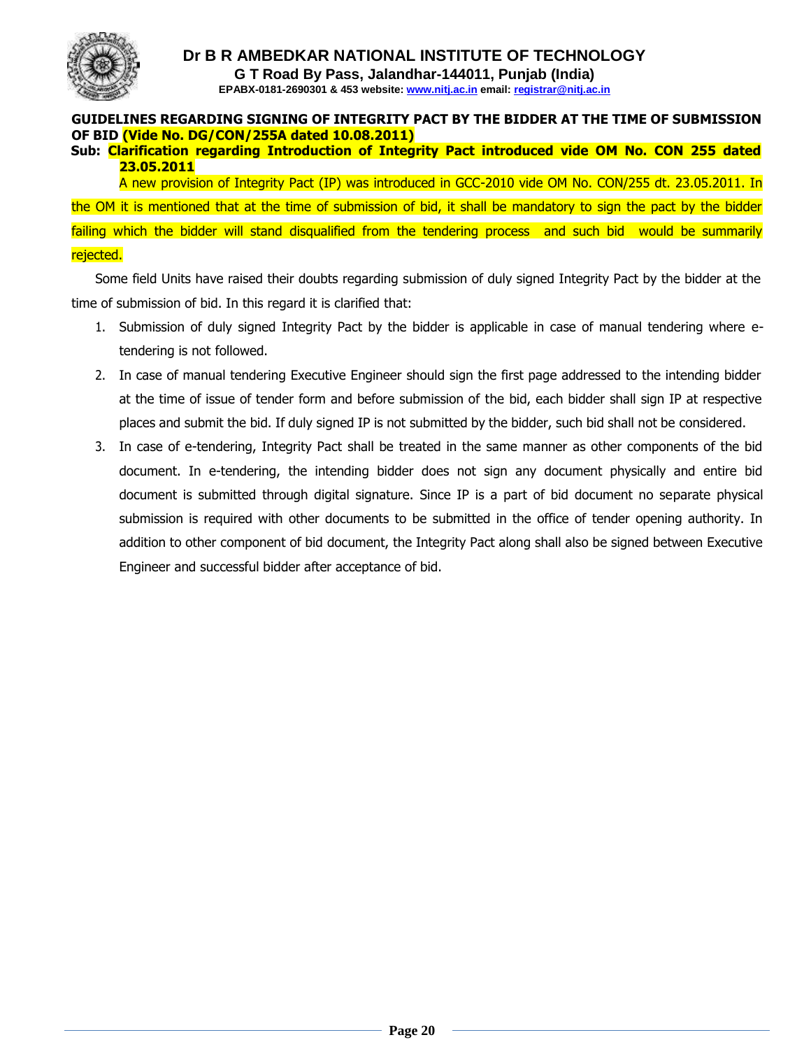**Dr B R AMBEDKAR NATIONAL INSTITUTE OF TECHNOLOGY**
**G T Road By Pass, Jalandhar-144011, Punjab (India)**
**EPABX-0181-2690301 & 453 website: www.nitj.ac.in email: registrar@nitj.ac.in**

**GUIDELINES REGARDING SIGNING OF INTEGRITY PACT BY THE BIDDER AT THE TIME OF SUBMISSION OF BID (Vide No. DG/CON/255A dated 10.08.2011)**

**Sub: Clarification regarding Introduction of Integrity Pact introduced vide OM No. CON 255 dated 23.05.2011**

A new provision of Integrity Pact (IP) was introduced in GCC-2010 vide OM No. CON/255 dt. 23.05.2011. In the OM it is mentioned that at the time of submission of bid, it shall be mandatory to sign the pact by the bidder failing which the bidder will stand disqualified from the tendering process and such bid would be summarily rejected.

Some field Units have raised their doubts regarding submission of duly signed Integrity Pact by the bidder at the time of submission of bid. In this regard it is clarified that:

1. Submission of duly signed Integrity Pact by the bidder is applicable in case of manual tendering where e-tendering is not followed.
2. In case of manual tendering Executive Engineer should sign the first page addressed to the intending bidder at the time of issue of tender form and before submission of the bid, each bidder shall sign IP at respective places and submit the bid. If duly signed IP is not submitted by the bidder, such bid shall not be considered.
3. In case of e-tendering, Integrity Pact shall be treated in the same manner as other components of the bid document. In e-tendering, the intending bidder does not sign any document physically and entire bid document is submitted through digital signature. Since IP is a part of bid document no separate physical submission is required with other documents to be submitted in the office of tender opening authority. In addition to other component of bid document, the Integrity Pact along shall also be signed between Executive Engineer and successful bidder after acceptance of bid.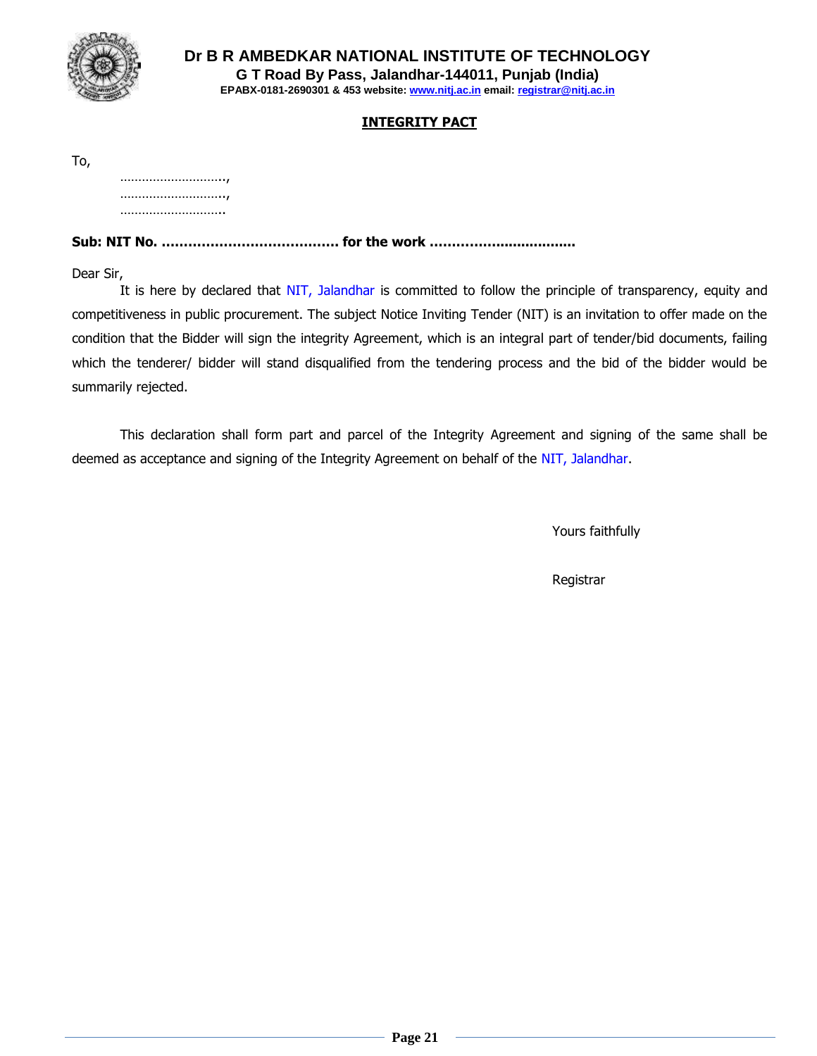**Dr B R AMBEDKAR NATIONAL INSTITUTE OF TECHNOLOGY**
**G T Road By Pass, Jalandhar-144011, Punjab (India)**
**EPABX-0181-2690301 & 453 website: [www.nitj.ac.in](http://www.nitj.ac.in) email: [registrar@nitj.ac.in](mailto:registrar@nitj.ac.in)**

## INTEGRITY PACT

To,

……………………….,
……………………….,
……………………….

**Sub: NIT No. ………………………………… for the work ……………………………**

Dear Sir,

It is here by declared that NIT, Jalandhar is committed to follow the principle of transparency, equity and competitiveness in public procurement. The subject Notice Inviting Tender (NIT) is an invitation to offer made on the condition that the Bidder will sign the integrity Agreement, which is an integral part of tender/bid documents, failing which the tenderer/ bidder will stand disqualified from the tendering process and the bid of the bidder would be summarily rejected.

This declaration shall form part and parcel of the Integrity Agreement and signing of the same shall be deemed as acceptance and signing of the Integrity Agreement on behalf of the NIT, Jalandhar.

Yours faithfully

Registrar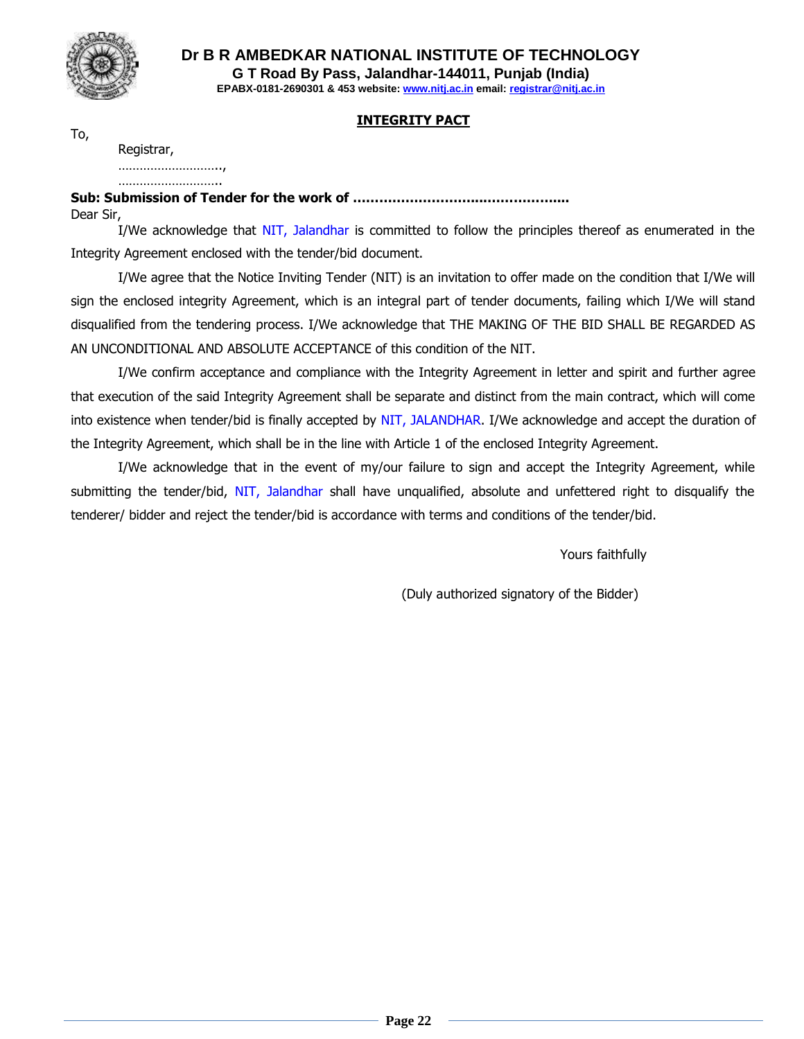**Dr B R AMBEDKAR NATIONAL INSTITUTE OF TECHNOLOGY**
**G T Road By Pass, Jalandhar-144011, Punjab (India)**
**EPABX-0181-2690301 & 453 website: www.nitj.ac.in email: registrar@nitj.ac.in**

## INTEGRITY PACT

To,

Registrar,
………………………..,
………………………..

**Sub: Submission of Tender for the work of ………………………………………….**

Dear Sir,

I/We acknowledge that NIT, Jalandhar is committed to follow the principles thereof as enumerated in the Integrity Agreement enclosed with the tender/bid document.

I/We agree that the Notice Inviting Tender (NIT) is an invitation to offer made on the condition that I/We will sign the enclosed integrity Agreement, which is an integral part of tender documents, failing which I/We will stand disqualified from the tendering process. I/We acknowledge that THE MAKING OF THE BID SHALL BE REGARDED AS AN UNCONDITIONAL AND ABSOLUTE ACCEPTANCE of this condition of the NIT.

I/We confirm acceptance and compliance with the Integrity Agreement in letter and spirit and further agree that execution of the said Integrity Agreement shall be separate and distinct from the main contract, which will come into existence when tender/bid is finally accepted by NIT, JALANDHAR. I/We acknowledge and accept the duration of the Integrity Agreement, which shall be in the line with Article 1 of the enclosed Integrity Agreement.

I/We acknowledge that in the event of my/our failure to sign and accept the Integrity Agreement, while submitting the tender/bid, NIT, Jalandhar shall have unqualified, absolute and unfettered right to disqualify the tenderer/ bidder and reject the tender/bid is accordance with terms and conditions of the tender/bid.

Yours faithfully

(Duly authorized signatory of the Bidder)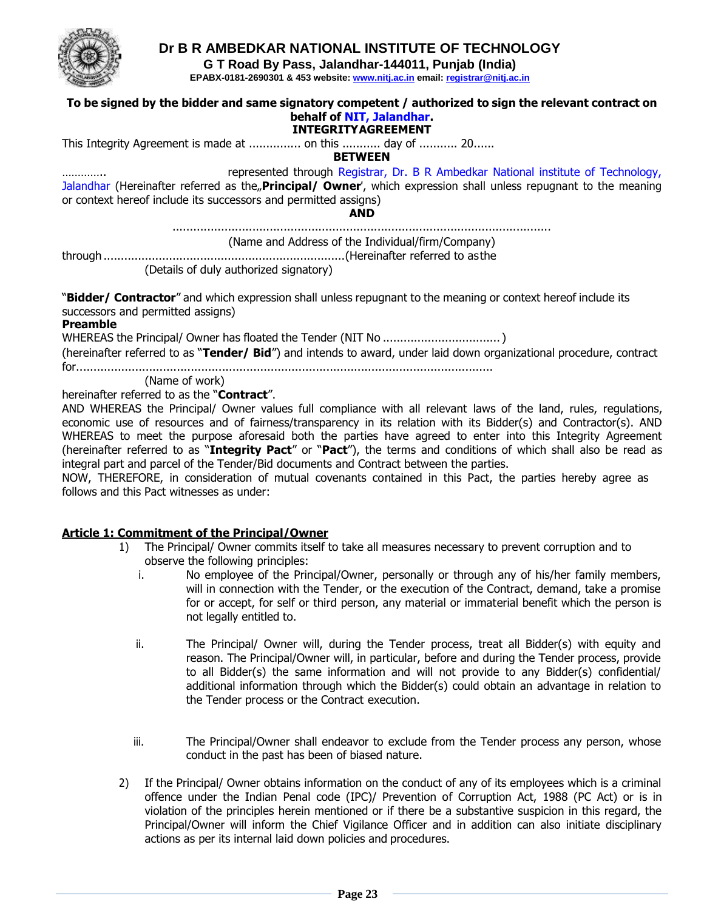# Dr B R AMBEDKAR NATIONAL INSTITUTE OF TECHNOLOGY

**G T Road By Pass, Jalandhar-144011, Punjab (India)**

**EPABX-0181-2690301 & 453 website: www.nitj.ac.in email: registrar@nitj.ac.in**

**To be signed by the bidder and same signatory competent / authorized to sign the relevant contract on behalf of NIT, Jalandhar.**

**INTEGRITYAGREEMENT**

This Integrity Agreement is made at ............... on this ........... day of ........... 20......

**BETWEEN**

………….. represented through Registrar, Dr. B R Ambedkar National institute of Technology, Jalandhar (Hereinafter referred as the„**Principal/ Owner**", which expression shall unless repugnant to the meaning or context hereof include its successors and permitted assigns)

**AND**

...........................................................................................................

(Name and Address of the Individual/firm/Company)

through .....................................................................(Hereinafter referred to asthe

(Details of duly authorized signatory)

"**Bidder/ Contractor**" and which expression shall unless repugnant to the meaning or context hereof include its successors and permitted assigns)

**Preamble**

WHEREAS the Principal/ Owner has floated the Tender (NIT No ................................. )

(hereinafter referred to as "**Tender/ Bid**") and intends to award, under laid down organizational procedure, contract for.......................................................................................................................

(Name of work)

hereinafter referred to as the "**Contract**".

AND WHEREAS the Principal/ Owner values full compliance with all relevant laws of the land, rules, regulations, economic use of resources and of fairness/transparency in its relation with its Bidder(s) and Contractor(s). AND WHEREAS to meet the purpose aforesaid both the parties have agreed to enter into this Integrity Agreement (hereinafter referred to as "**Integrity Pact**" or "**Pact**"), the terms and conditions of which shall also be read as integral part and parcel of the Tender/Bid documents and Contract between the parties.

NOW, THEREFORE, in consideration of mutual covenants contained in this Pact, the parties hereby agree as follows and this Pact witnesses as under:

## Article 1: Commitment of the Principal/Owner

1) The Principal/ Owner commits itself to take all measures necessary to prevent corruption and to observe the following principles:
   i. No employee of the Principal/Owner, personally or through any of his/her family members, will in connection with the Tender, or the execution of the Contract, demand, take a promise for or accept, for self or third person, any material or immaterial benefit which the person is not legally entitled to.
   ii. The Principal/ Owner will, during the Tender process, treat all Bidder(s) with equity and reason. The Principal/Owner will, in particular, before and during the Tender process, provide to all Bidder(s) the same information and will not provide to any Bidder(s) confidential/ additional information through which the Bidder(s) could obtain an advantage in relation to the Tender process or the Contract execution.
   iii. The Principal/Owner shall endeavor to exclude from the Tender process any person, whose conduct in the past has been of biased nature.
2) If the Principal/ Owner obtains information on the conduct of any of its employees which is a criminal offence under the Indian Penal code (IPC)/ Prevention of Corruption Act, 1988 (PC Act) or is in violation of the principles herein mentioned or if there be a substantive suspicion in this regard, the Principal/Owner will inform the Chief Vigilance Officer and in addition can also initiate disciplinary actions as per its internal laid down policies and procedures.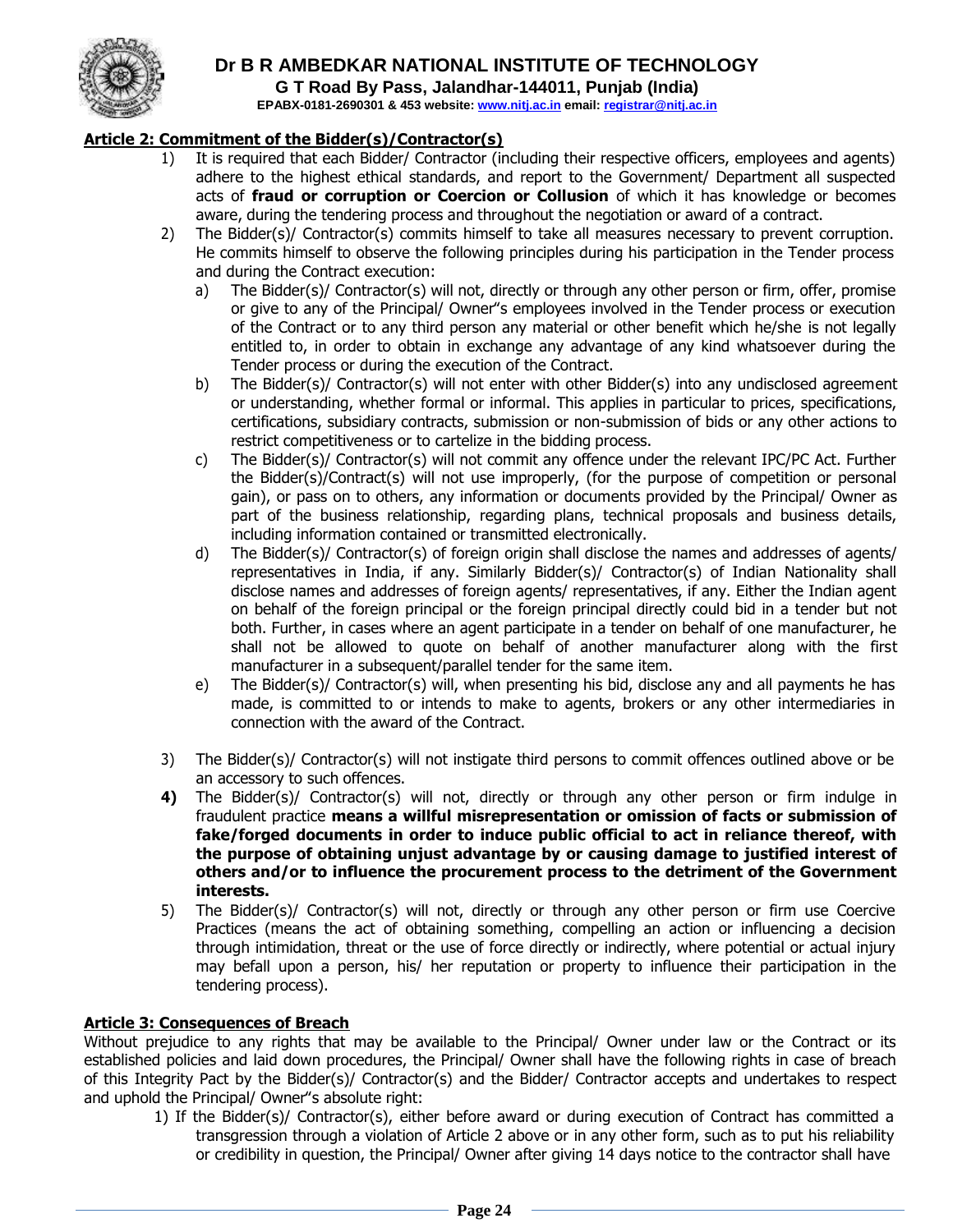**Article 2: Commitment of the Bidder(s)/Contractor(s)**

1) It is required that each Bidder/ Contractor (including their respective officers, employees and agents) adhere to the highest ethical standards, and report to the Government/ Department all suspected acts of **fraud or corruption or Coercion or Collusion** of which it has knowledge or becomes aware, during the tendering process and throughout the negotiation or award of a contract.
2) The Bidder(s)/ Contractor(s) commits himself to take all measures necessary to prevent corruption. He commits himself to observe the following principles during his participation in the Tender process and during the Contract execution:
   a) The Bidder(s)/ Contractor(s) will not, directly or through any other person or firm, offer, promise or give to any of the Principal/ Owner"s employees involved in the Tender process or execution of the Contract or to any third person any material or other benefit which he/she is not legally entitled to, in order to obtain in exchange any advantage of any kind whatsoever during the Tender process or during the execution of the Contract.
   b) The Bidder(s)/ Contractor(s) will not enter with other Bidder(s) into any undisclosed agreement or understanding, whether formal or informal. This applies in particular to prices, specifications, certifications, subsidiary contracts, submission or non-submission of bids or any other actions to restrict competitiveness or to cartelize in the bidding process.
   c) The Bidder(s)/ Contractor(s) will not commit any offence under the relevant IPC/PC Act. Further the Bidder(s)/Contract(s) will not use improperly, (for the purpose of competition or personal gain), or pass on to others, any information or documents provided by the Principal/ Owner as part of the business relationship, regarding plans, technical proposals and business details, including information contained or transmitted electronically.
   d) The Bidder(s)/ Contractor(s) of foreign origin shall disclose the names and addresses of agents/ representatives in India, if any. Similarly Bidder(s)/ Contractor(s) of Indian Nationality shall disclose names and addresses of foreign agents/ representatives, if any. Either the Indian agent on behalf of the foreign principal or the foreign principal directly could bid in a tender but not both. Further, in cases where an agent participate in a tender on behalf of one manufacturer, he shall not be allowed to quote on behalf of another manufacturer along with the first manufacturer in a subsequent/parallel tender for the same item.
   e) The Bidder(s)/ Contractor(s) will, when presenting his bid, disclose any and all payments he has made, is committed to or intends to make to agents, brokers or any other intermediaries in connection with the award of the Contract.
3) The Bidder(s)/ Contractor(s) will not instigate third persons to commit offences outlined above or be an accessory to such offences.
4) The Bidder(s)/ Contractor(s) will not, directly or through any other person or firm indulge in fraudulent practice **means a willful misrepresentation or omission of facts or submission of fake/forged documents in order to induce public official to act in reliance thereof, with the purpose of obtaining unjust advantage by or causing damage to justified interest of others and/or to influence the procurement process to the detriment of the Government interests.**
5) The Bidder(s)/ Contractor(s) will not, directly or through any other person or firm use Coercive Practices (means the act of obtaining something, compelling an action or influencing a decision through intimidation, threat or the use of force directly or indirectly, where potential or actual injury may befall upon a person, his/ her reputation or property to influence their participation in the tendering process).

**Article 3: Consequences of Breach**

Without prejudice to any rights that may be available to the Principal/ Owner under law or the Contract or its established policies and laid down procedures, the Principal/ Owner shall have the following rights in case of breach of this Integrity Pact by the Bidder(s)/ Contractor(s) and the Bidder/ Contractor accepts and undertakes to respect and uphold the Principal/ Owner"s absolute right:

1) If the Bidder(s)/ Contractor(s), either before award or during execution of Contract has committed a transgression through a violation of Article 2 above or in any other form, such as to put his reliability or credibility in question, the Principal/ Owner after giving 14 days notice to the contractor shall have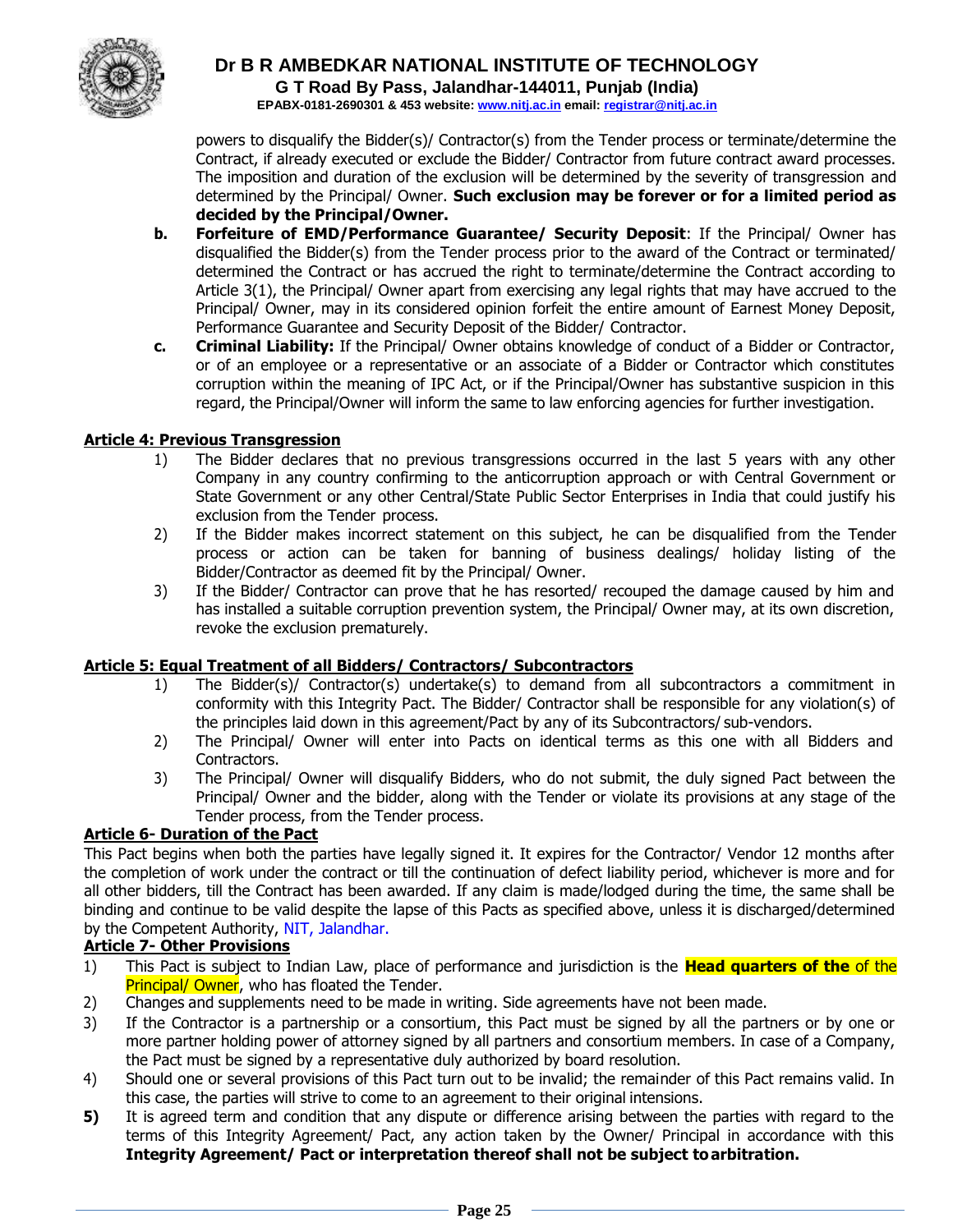powers to disqualify the Bidder(s)/ Contractor(s) from the Tender process or terminate/determine the Contract, if already executed or exclude the Bidder/ Contractor from future contract award processes. The imposition and duration of the exclusion will be determined by the severity of transgression and determined by the Principal/ Owner. **Such exclusion may be forever or for a limited period as decided by the Principal/Owner.**

- **b.** **Forfeiture of EMD/Performance Guarantee/ Security Deposit**: If the Principal/ Owner has disqualified the Bidder(s) from the Tender process prior to the award of the Contract or terminated/ determined the Contract or has accrued the right to terminate/determine the Contract according to Article 3(1), the Principal/ Owner apart from exercising any legal rights that may have accrued to the Principal/ Owner, may in its considered opinion forfeit the entire amount of Earnest Money Deposit, Performance Guarantee and Security Deposit of the Bidder/ Contractor.
- **c.** **Criminal Liability:** If the Principal/ Owner obtains knowledge of conduct of a Bidder or Contractor, or of an employee or a representative or an associate of a Bidder or Contractor which constitutes corruption within the meaning of IPC Act, or if the Principal/Owner has substantive suspicion in this regard, the Principal/Owner will inform the same to law enforcing agencies for further investigation.

**Article 4: Previous Transgression**

1) The Bidder declares that no previous transgressions occurred in the last 5 years with any other Company in any country confirming to the anticorruption approach or with Central Government or State Government or any other Central/State Public Sector Enterprises in India that could justify his exclusion from the Tender process.
2) If the Bidder makes incorrect statement on this subject, he can be disqualified from the Tender process or action can be taken for banning of business dealings/ holiday listing of the Bidder/Contractor as deemed fit by the Principal/ Owner.
3) If the Bidder/ Contractor can prove that he has resorted/ recouped the damage caused by him and has installed a suitable corruption prevention system, the Principal/ Owner may, at its own discretion, revoke the exclusion prematurely.

**Article 5: Equal Treatment of all Bidders/ Contractors/ Subcontractors**

1) The Bidder(s)/ Contractor(s) undertake(s) to demand from all subcontractors a commitment in conformity with this Integrity Pact. The Bidder/ Contractor shall be responsible for any violation(s) of the principles laid down in this agreement/Pact by any of its Subcontractors/ sub-vendors.
2) The Principal/ Owner will enter into Pacts on identical terms as this one with all Bidders and Contractors.
3) The Principal/ Owner will disqualify Bidders, who do not submit, the duly signed Pact between the Principal/ Owner and the bidder, along with the Tender or violate its provisions at any stage of the Tender process, from the Tender process.

**Article 6- Duration of the Pact**

This Pact begins when both the parties have legally signed it. It expires for the Contractor/ Vendor 12 months after the completion of work under the contract or till the continuation of defect liability period, whichever is more and for all other bidders, till the Contract has been awarded. If any claim is made/lodged during the time, the same shall be binding and continue to be valid despite the lapse of this Pacts as specified above, unless it is discharged/determined by the Competent Authority, NIT, Jalandhar.

**Article 7- Other Provisions**

1) This Pact is subject to Indian Law, place of performance and jurisdiction is the **Head quarters of the** of the Principal/ Owner, who has floated the Tender.
2) Changes and supplements need to be made in writing. Side agreements have not been made.
3) If the Contractor is a partnership or a consortium, this Pact must be signed by all the partners or by one or more partner holding power of attorney signed by all partners and consortium members. In case of a Company, the Pact must be signed by a representative duly authorized by board resolution.
4) Should one or several provisions of this Pact turn out to be invalid; the remainder of this Pact remains valid. In this case, the parties will strive to come to an agreement to their original intensions.
5) It is agreed term and condition that any dispute or difference arising between the parties with regard to the terms of this Integrity Agreement/ Pact, any action taken by the Owner/ Principal in accordance with this **Integrity Agreement/ Pact or interpretation thereof shall not be subject to arbitration.**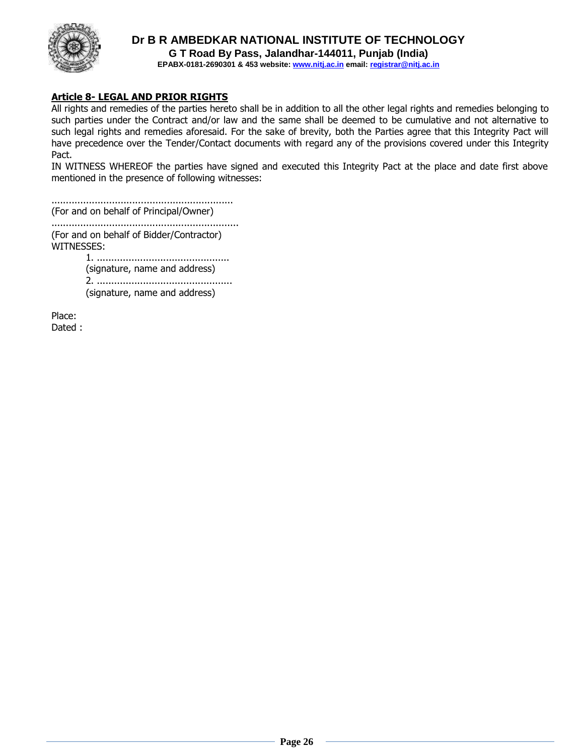**Article 8- LEGAL AND PRIOR RIGHTS**

All rights and remedies of the parties hereto shall be in addition to all the other legal rights and remedies belonging to such parties under the Contract and/or law and the same shall be deemed to be cumulative and not alternative to such legal rights and remedies aforesaid. For the sake of brevity, both the Parties agree that this Integrity Pact will have precedence over the Tender/Contact documents with regard any of the provisions covered under this Integrity Pact.

IN WITNESS WHEREOF the parties have signed and executed this Integrity Pact at the place and date first above mentioned in the presence of following witnesses:

...............................................................
(For and on behalf of Principal/Owner)

.................................................................
(For and on behalf of Bidder/Contractor)

WITNESSES:

1. ..............................................
(signature, name and address)
2. ...............................................
(signature, name and address)

Place:
Dated :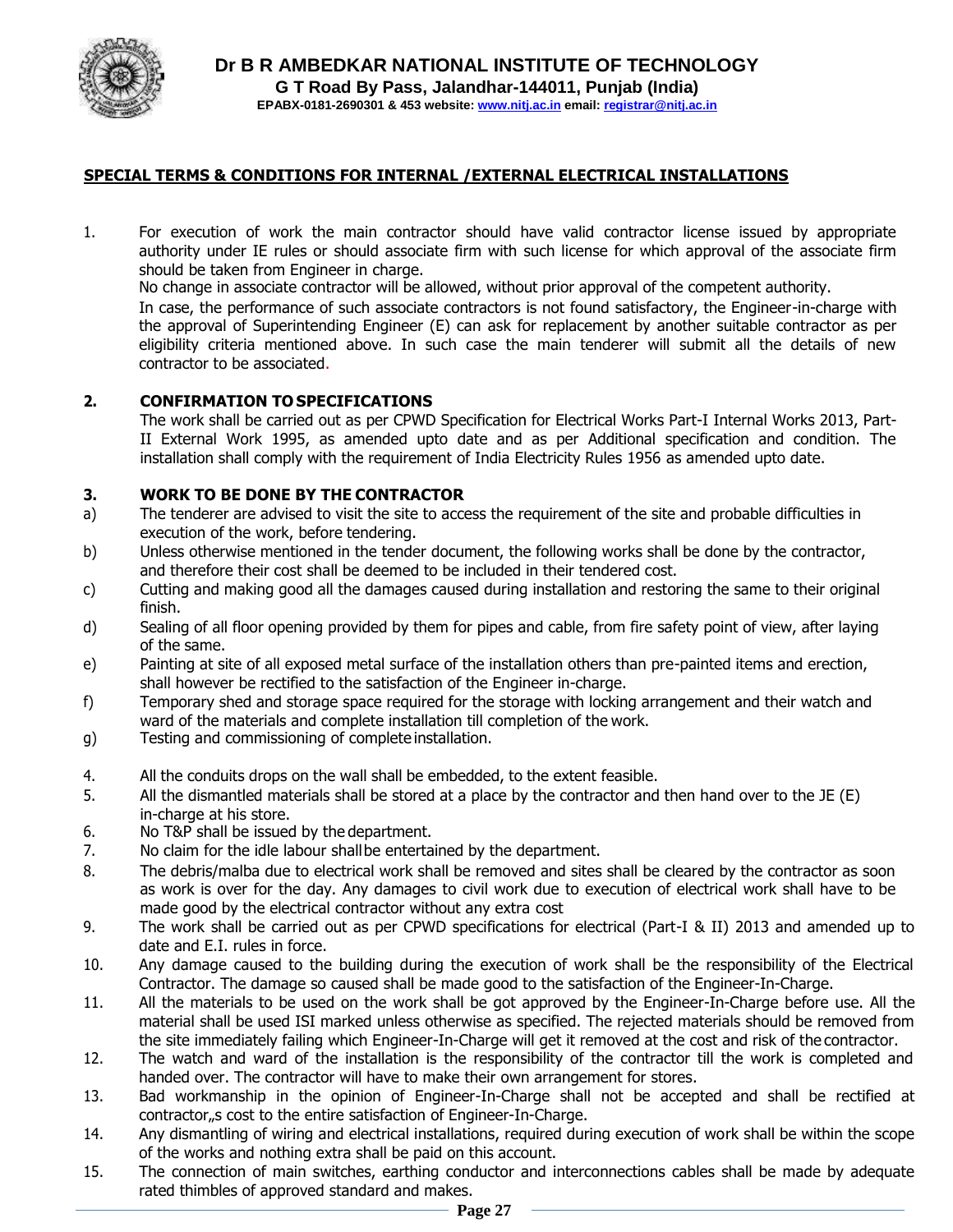# Dr B R AMBEDKAR NATIONAL INSTITUTE OF TECHNOLOGY

**G T Road By Pass, Jalandhar-144011, Punjab (India)**

**EPABX-0181-2690301 & 453 website: www.nitj.ac.in email: registrar@nitj.ac.in**

## SPECIAL TERMS & CONDITIONS FOR INTERNAL /EXTERNAL ELECTRICAL INSTALLATIONS

1. For execution of work the main contractor should have valid contractor license issued by appropriate authority under IE rules or should associate firm with such license for which approval of the associate firm should be taken from Engineer in charge.

   No change in associate contractor will be allowed, without prior approval of the competent authority.

   In case, the performance of such associate contractors is not found satisfactory, the Engineer-in-charge with the approval of Superintending Engineer (E) can ask for replacement by another suitable contractor as per eligibility criteria mentioned above. In such case the main tenderer will submit all the details of new contractor to be associated.

**2. CONFIRMATION TO SPECIFICATIONS**

The work shall be carried out as per CPWD Specification for Electrical Works Part-I Internal Works 2013, Part-II External Work 1995, as amended upto date and as per Additional specification and condition. The installation shall comply with the requirement of India Electricity Rules 1956 as amended upto date.

**3. WORK TO BE DONE BY THE CONTRACTOR**

a) The tenderer are advised to visit the site to access the requirement of the site and probable difficulties in execution of the work, before tendering.

b) Unless otherwise mentioned in the tender document, the following works shall be done by the contractor, and therefore their cost shall be deemed to be included in their tendered cost.

c) Cutting and making good all the damages caused during installation and restoring the same to their original finish.

d) Sealing of all floor opening provided by them for pipes and cable, from fire safety point of view, after laying of the same.

e) Painting at site of all exposed metal surface of the installation others than pre-painted items and erection, shall however be rectified to the satisfaction of the Engineer in-charge.

f) Temporary shed and storage space required for the storage with locking arrangement and their watch and ward of the materials and complete installation till completion of the work.

g) Testing and commissioning of complete installation.

4. All the conduits drops on the wall shall be embedded, to the extent feasible.
5. All the dismantled materials shall be stored at a place by the contractor and then hand over to the JE (E) in-charge at his store.
6. No T&P shall be issued by the department.
7. No claim for the idle labour shall be entertained by the department.
8. The debris/malba due to electrical work shall be removed and sites shall be cleared by the contractor as soon as work is over for the day. Any damages to civil work due to execution of electrical work shall have to be made good by the electrical contractor without any extra cost
9. The work shall be carried out as per CPWD specifications for electrical (Part-I & II) 2013 and amended up to date and E.I. rules in force.
10. Any damage caused to the building during the execution of work shall be the responsibility of the Electrical Contractor. The damage so caused shall be made good to the satisfaction of the Engineer-In-Charge.
11. All the materials to be used on the work shall be got approved by the Engineer-In-Charge before use. All the material shall be used ISI marked unless otherwise as specified. The rejected materials should be removed from the site immediately failing which Engineer-In-Charge will get it removed at the cost and risk of the contractor.
12. The watch and ward of the installation is the responsibility of the contractor till the work is completed and handed over. The contractor will have to make their own arrangement for stores.
13. Bad workmanship in the opinion of Engineer-In-Charge shall not be accepted and shall be rectified at contractor„s cost to the entire satisfaction of Engineer-In-Charge.
14. Any dismantling of wiring and electrical installations, required during execution of work shall be within the scope of the works and nothing extra shall be paid on this account.
15. The connection of main switches, earthing conductor and interconnections cables shall be made by adequate rated thimbles of approved standard and makes.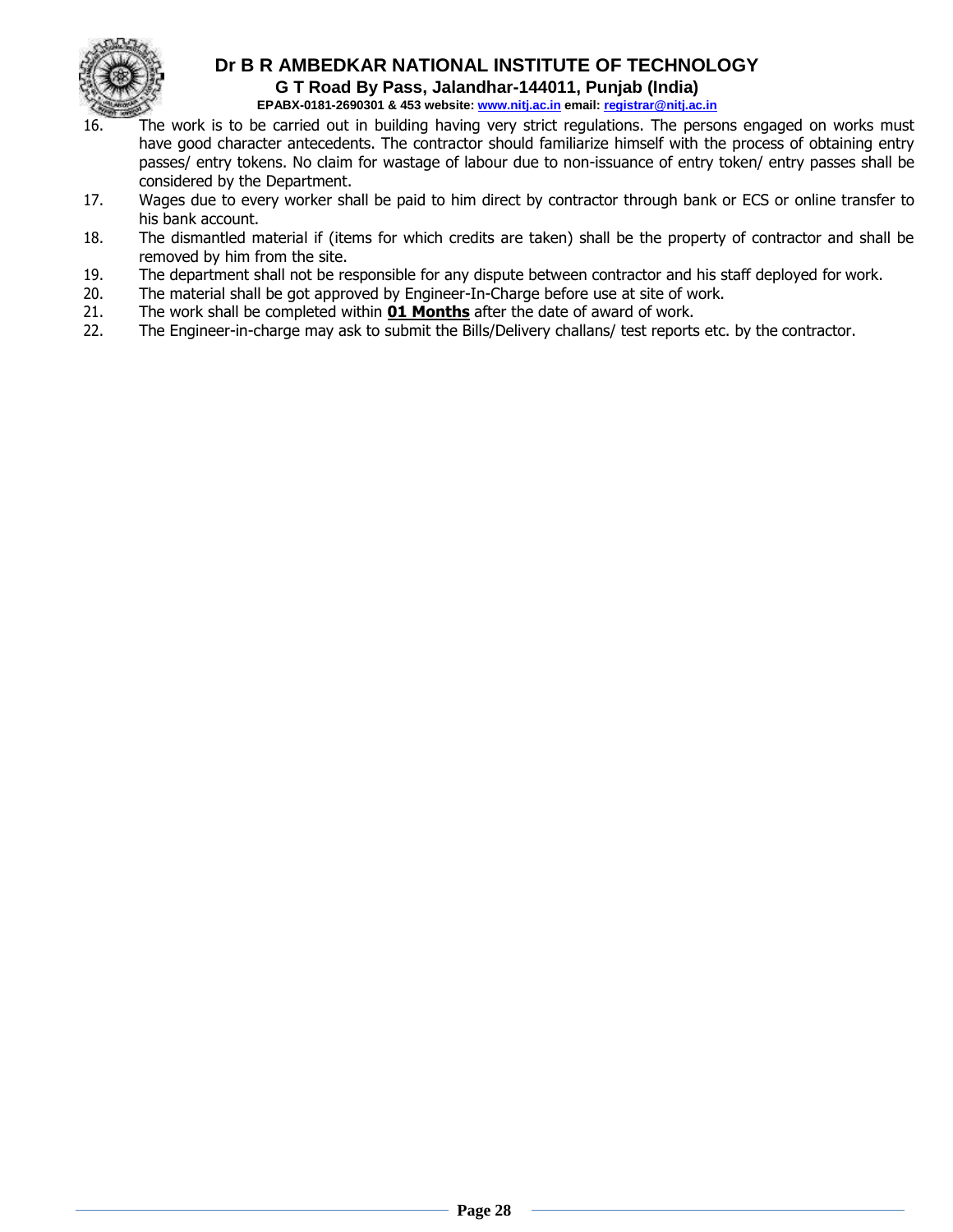16. The work is to be carried out in building having very strict regulations. The persons engaged on works must have good character antecedents. The contractor should familiarize himself with the process of obtaining entry passes/ entry tokens. No claim for wastage of labour due to non-issuance of entry token/ entry passes shall be considered by the Department.
17. Wages due to every worker shall be paid to him direct by contractor through bank or ECS or online transfer to his bank account.
18. The dismantled material if (items for which credits are taken) shall be the property of contractor and shall be removed by him from the site.
19. The department shall not be responsible for any dispute between contractor and his staff deployed for work.
20. The material shall be got approved by Engineer-In-Charge before use at site of work.
21. The work shall be completed within **01 Months** after the date of award of work.
22. The Engineer-in-charge may ask to submit the Bills/Delivery challans/ test reports etc. by the contractor.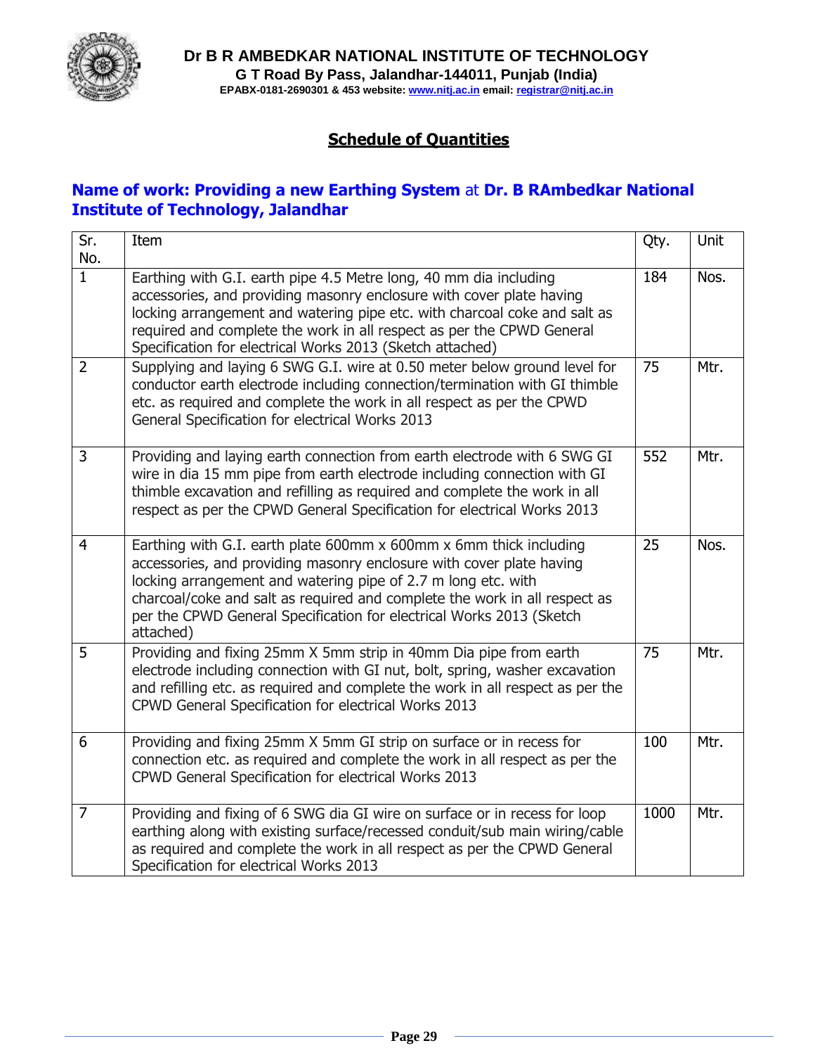**Dr B R AMBEDKAR NATIONAL INSTITUTE OF TECHNOLOGY**
**G T Road By Pass, Jalandhar-144011, Punjab (India)**
**EPABX-0181-2690301 & 453 website: www.nitj.ac.in email: registrar@nitj.ac.in**

## Schedule of Quantities

### Name of work: Providing a new Earthing System at Dr. B RAmbedkar National Institute of Technology, Jalandhar

| Sr. No. | Item | Qty. | Unit |
|---|---|---|---|
| 1 | Earthing with G.I. earth pipe 4.5 Metre long, 40 mm dia including accessories, and providing masonry enclosure with cover plate having locking arrangement and watering pipe etc. with charcoal coke and salt as required and complete the work in all respect as per the CPWD General Specification for electrical Works 2013 (Sketch attached) | 184 | Nos. |
| 2 | Supplying and laying 6 SWG G.I. wire at 0.50 meter below ground level for conductor earth electrode including connection/termination with GI thimble etc. as required and complete the work in all respect as per the CPWD General Specification for electrical Works 2013 | 75 | Mtr. |
| 3 | Providing and laying earth connection from earth electrode with 6 SWG GI wire in dia 15 mm pipe from earth electrode including connection with GI thimble excavation and refilling as required and complete the work in all respect as per the CPWD General Specification for electrical Works 2013 | 552 | Mtr. |
| 4 | Earthing with G.I. earth plate 600mm x 600mm x 6mm thick including accessories, and providing masonry enclosure with cover plate having locking arrangement and watering pipe of 2.7 m long etc. with charcoal/coke and salt as required and complete the work in all respect as per the CPWD General Specification for electrical Works 2013 (Sketch attached) | 25 | Nos. |
| 5 | Providing and fixing 25mm X 5mm strip in 40mm Dia pipe from earth electrode including connection with GI nut, bolt, spring, washer excavation and refilling etc. as required and complete the work in all respect as per the CPWD General Specification for electrical Works 2013 | 75 | Mtr. |
| 6 | Providing and fixing 25mm X 5mm GI strip on surface or in recess for connection etc. as required and complete the work in all respect as per the CPWD General Specification for electrical Works 2013 | 100 | Mtr. |
| 7 | Providing and fixing of 6 SWG dia GI wire on surface or in recess for loop earthing along with existing surface/recessed conduit/sub main wiring/cable as required and complete the work in all respect as per the CPWD General Specification for electrical Works 2013 | 1000 | Mtr. |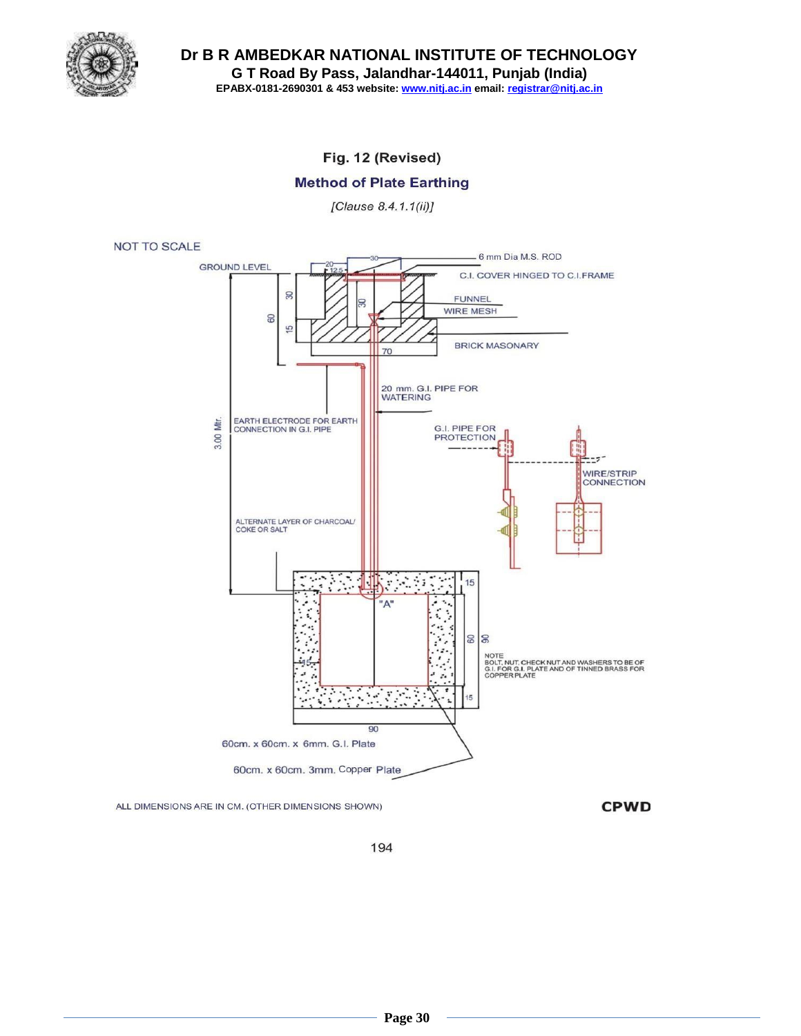# Fig. 12 (Revised)

## Method of Plate Earthing

*[Clause 8.4.1.1(ii)]*

NOT TO SCALE

GROUND LEVEL

6 mm Dia M.S. ROD

C.I. COVER HINGED TO C.I.FRAME

FUNNEL

WIRE MESH

BRICK MASONARY

20 mm. G.I. PIPE FOR WATERING

EARTH ELECTRODE FOR EARTH CONNECTION IN G.I. PIPE

3.00 Mtr.

G.I. PIPE FOR PROTECTION

WIRE/STRIP CONNECTION

ALTERNATE LAYER OF CHARCOAL/ COKE OR SALT

"A"

NOTE
BOLT, NUT, CHECK NUT AND WASHERS TO BE OF G.I. FOR G.I. PLATE AND OF TINNED BRASS FOR COPPER PLATE

60cm. x 60cm. x 6mm. G.I. Plate

60cm. x 60cm. 3mm. Copper Plate

ALL DIMENSIONS ARE IN CM. (OTHER DIMENSIONS SHOWN)

CPWD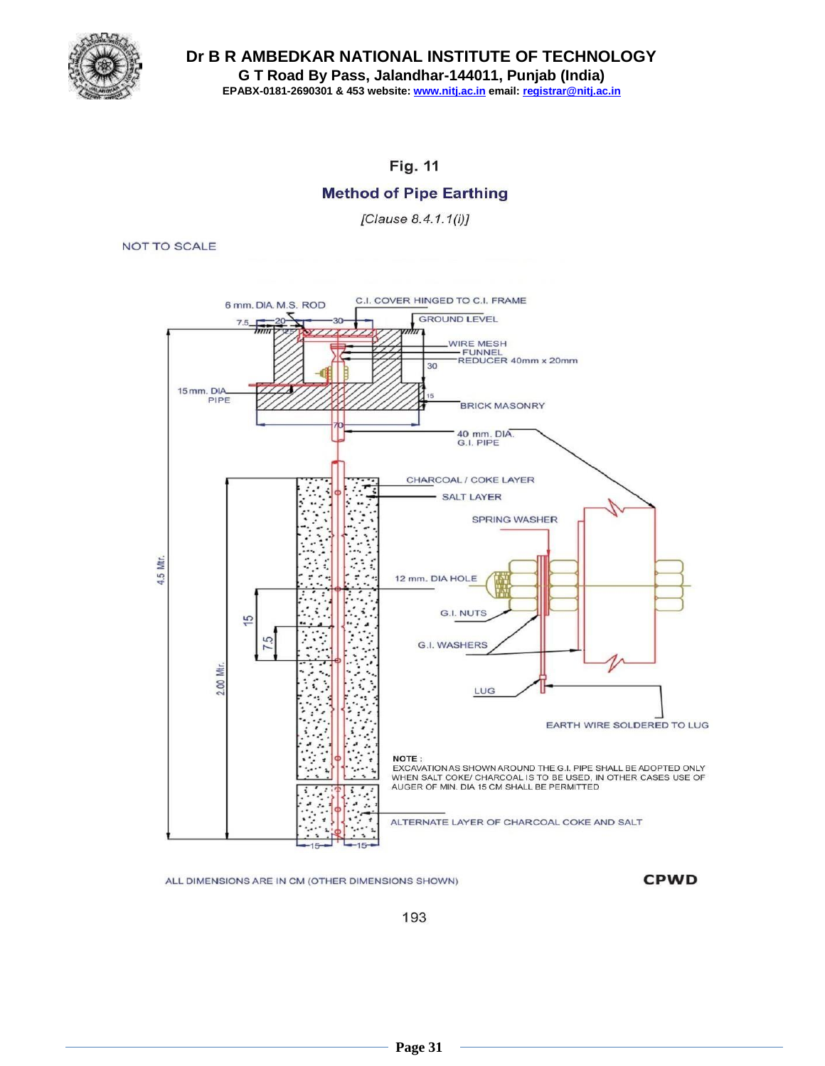# Fig. 11

## Method of Pipe Earthing

*[Clause 8.4.1.1(i)]*

NOT TO SCALE

6 mm. DIA. M.S. ROD

C.I. COVER HINGED TO C.I. FRAME

GROUND LEVEL

7.5

20

30

12.5

WIRE MESH

FUNNEL

REDUCER 40mm x 20mm

30

15 mm. DIA PIPE

15

BRICK MASONRY

70

40 mm. DIA. G.I. PIPE

CHARCOAL / COKE LAYER

SALT LAYER

SPRING WASHER

4.5 Mtr.

12 mm. DIA HOLE

15

7.5

G.I. NUTS

G.I. WASHERS

2.00 Mtr.

LUG

EARTH WIRE SOLDERED TO LUG

NOTE :
EXCAVATION AS SHOWN AROUND THE G.I. PIPE SHALL BE ADOPTED ONLY WHEN SALT COKE/ CHARCOAL IS TO BE USED, IN OTHER CASES USE OF AUGER OF MIN. DIA 15 CM SHALL BE PERMITTED

ALTERNATE LAYER OF CHARCOAL COKE AND SALT

15

15

ALL DIMENSIONS ARE IN CM (OTHER DIMENSIONS SHOWN)

CPWD

193